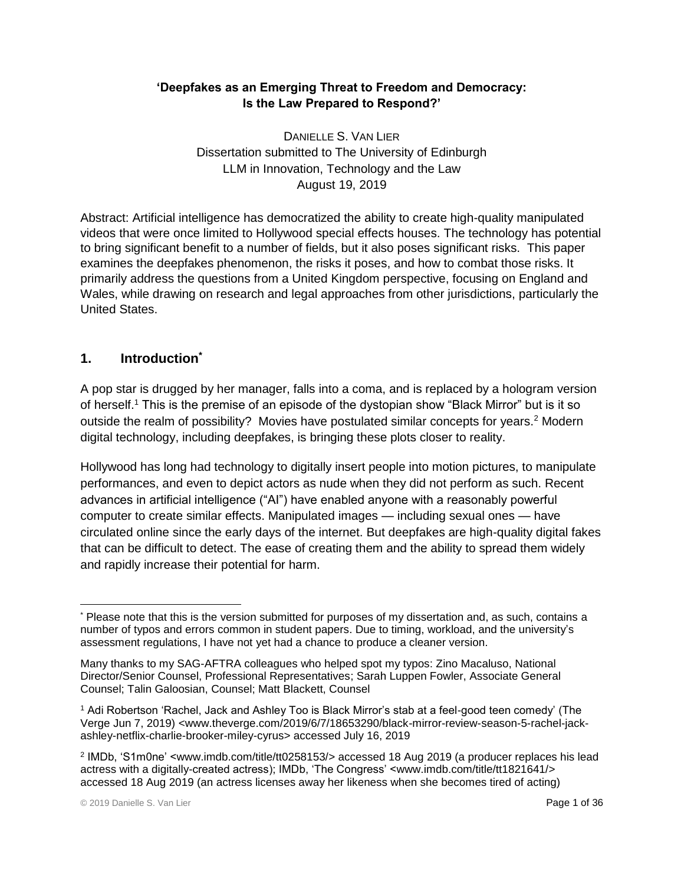**'Deepfakes as an Emerging Threat to Freedom and Democracy: Is the Law Prepared to Respond?'**

DANIELLE S. VAN LIER
Dissertation submitted to The University of Edinburgh
LLM in Innovation, Technology and the Law
August 19, 2019

Abstract: Artificial intelligence has democratized the ability to create high-quality manipulated videos that were once limited to Hollywood special effects houses. The technology has potential to bring significant benefit to a number of fields, but it also poses significant risks. This paper examines the deepfakes phenomenon, the risks it poses, and how to combat those risks. It primarily address the questions from a United Kingdom perspective, focusing on England and Wales, while drawing on research and legal approaches from other jurisdictions, particularly the United States.

## 1. Introduction[*]

A pop star is drugged by her manager, falls into a coma, and is replaced by a hologram version of herself.[1] This is the premise of an episode of the dystopian show "Black Mirror" but is it so outside the realm of possibility? Movies have postulated similar concepts for years.[2] Modern digital technology, including deepfakes, is bringing these plots closer to reality.

Hollywood has long had technology to digitally insert people into motion pictures, to manipulate performances, and even to depict actors as nude when they did not perform as such. Recent advances in artificial intelligence ("AI") have enabled anyone with a reasonably powerful computer to create similar effects. Manipulated images — including sexual ones — have circulated online since the early days of the internet. But deepfakes are high-quality digital fakes that can be difficult to detect. The ease of creating them and the ability to spread them widely and rapidly increase their potential for harm.

---

[*] Please note that this is the version submitted for purposes of my dissertation and, as such, contains a number of typos and errors common in student papers. Due to timing, workload, and the university's assessment regulations, I have not yet had a chance to produce a cleaner version.

Many thanks to my SAG-AFTRA colleagues who helped spot my typos: Zino Macaluso, National Director/Senior Counsel, Professional Representatives; Sarah Luppen Fowler, Associate General Counsel; Talin Galoosian, Counsel; Matt Blackett, Counsel

[1] Adi Robertson 'Rachel, Jack and Ashley Too is Black Mirror's stab at a feel-good teen comedy' (The Verge Jun 7, 2019) <www.theverge.com/2019/6/7/18653290/black-mirror-review-season-5-rachel-jack-ashley-netflix-charlie-brooker-miley-cyrus> accessed July 16, 2019

[2] IMDb, 'S1m0ne' <www.imdb.com/title/tt0258153/> accessed 18 Aug 2019 (a producer replaces his lead actress with a digitally-created actress); IMDb, 'The Congress' <www.imdb.com/title/tt1821641/> accessed 18 Aug 2019 (an actress licenses away her likeness when she becomes tired of acting)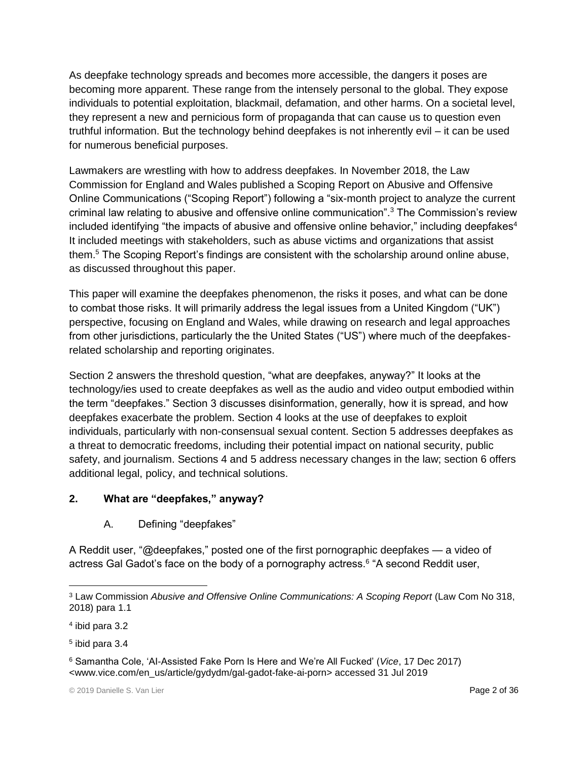As deepfake technology spreads and becomes more accessible, the dangers it poses are becoming more apparent. These range from the intensely personal to the global. They expose individuals to potential exploitation, blackmail, defamation, and other harms. On a societal level, they represent a new and pernicious form of propaganda that can cause us to question even truthful information. But the technology behind deepfakes is not inherently evil – it can be used for numerous beneficial purposes.

Lawmakers are wrestling with how to address deepfakes. In November 2018, the Law Commission for England and Wales published a Scoping Report on Abusive and Offensive Online Communications ("Scoping Report") following a "six-month project to analyze the current criminal law relating to abusive and offensive online communication".[3] The Commission's review included identifying "the impacts of abusive and offensive online behavior," including deepfakes[4] It included meetings with stakeholders, such as abuse victims and organizations that assist them.[5] The Scoping Report's findings are consistent with the scholarship around online abuse, as discussed throughout this paper.

This paper will examine the deepfakes phenomenon, the risks it poses, and what can be done to combat those risks. It will primarily address the legal issues from a United Kingdom ("UK") perspective, focusing on England and Wales, while drawing on research and legal approaches from other jurisdictions, particularly the the United States ("US") where much of the deepfakes-related scholarship and reporting originates.

Section 2 answers the threshold question, "what are deepfakes, anyway?" It looks at the technology/ies used to create deepfakes as well as the audio and video output embodied within the term "deepfakes." Section 3 discusses disinformation, generally, how it is spread, and how deepfakes exacerbate the problem. Section 4 looks at the use of deepfakes to exploit individuals, particularly with non-consensual sexual content. Section 5 addresses deepfakes as a threat to democratic freedoms, including their potential impact on national security, public safety, and journalism. Sections 4 and 5 address necessary changes in the law; section 6 offers additional legal, policy, and technical solutions.

## 2. What are "deepfakes," anyway?

### A. Defining "deepfakes"

A Reddit user, "@deepfakes," posted one of the first pornographic deepfakes — a video of actress Gal Gadot's face on the body of a pornography actress.[6] "A second Reddit user,

---

[3] Law Commission *Abusive and Offensive Online Communications: A Scoping Report* (Law Com No 318, 2018) para 1.1

[4] ibid para 3.2

[5] ibid para 3.4

[6] Samantha Cole, 'AI-Assisted Fake Porn Is Here and We're All Fucked' (*Vice*, 17 Dec 2017) <www.vice.com/en_us/article/gydydm/gal-gadot-fake-ai-porn> accessed 31 Jul 2019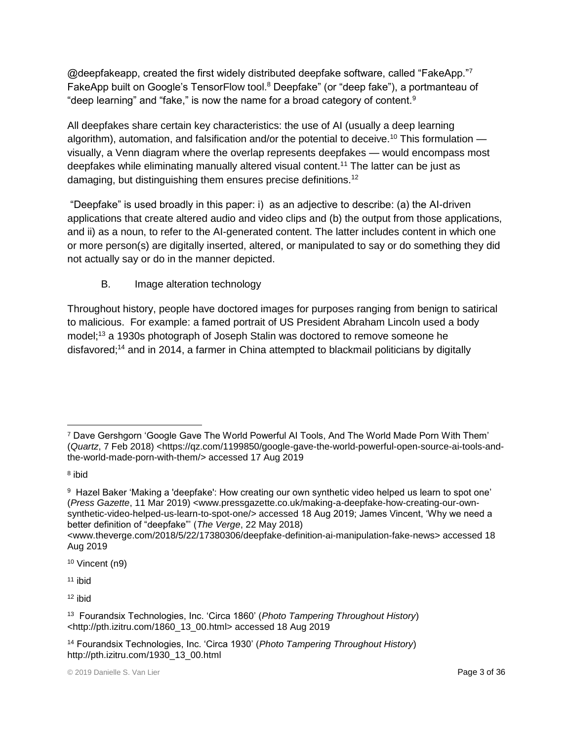@deepfakeapp, created the first widely distributed deepfake software, called "FakeApp."[7] FakeApp built on Google's TensorFlow tool.[8] Deepfake" (or "deep fake"), a portmanteau of "deep learning" and "fake," is now the name for a broad category of content.[9]

All deepfakes share certain key characteristics: the use of AI (usually a deep learning algorithm), automation, and falsification and/or the potential to deceive.[10] This formulation — visually, a Venn diagram where the overlap represents deepfakes — would encompass most deepfakes while eliminating manually altered visual content.[11] The latter can be just as damaging, but distinguishing them ensures precise definitions.[12]

"Deepfake" is used broadly in this paper: i) as an adjective to describe: (a) the AI-driven applications that create altered audio and video clips and (b) the output from those applications, and ii) as a noun, to refer to the AI-generated content. The latter includes content in which one or more person(s) are digitally inserted, altered, or manipulated to say or do something they did not actually say or do in the manner depicted.

### B. Image alteration technology

Throughout history, people have doctored images for purposes ranging from benign to satirical to malicious. For example: a famed portrait of US President Abraham Lincoln used a body model;[13] a 1930s photograph of Joseph Stalin was doctored to remove someone he disfavored;[14] and in 2014, a farmer in China attempted to blackmail politicians by digitally

---

[7] Dave Gershgorn 'Google Gave The World Powerful AI Tools, And The World Made Porn With Them' (*Quartz*, 7 Feb 2018) <https://qz.com/1199850/google-gave-the-world-powerful-open-source-ai-tools-and-the-world-made-porn-with-them/> accessed 17 Aug 2019

[8] ibid

[9] Hazel Baker 'Making a 'deepfake': How creating our own synthetic video helped us learn to spot one' (*Press Gazette*, 11 Mar 2019) <www.pressgazette.co.uk/making-a-deepfake-how-creating-our-own-synthetic-video-helped-us-learn-to-spot-one/> accessed 18 Aug 2019; James Vincent, 'Why we need a better definition of "deepfake"' (*The Verge*, 22 May 2018) <www.theverge.com/2018/5/22/17380306/deepfake-definition-ai-manipulation-fake-news> accessed 18 Aug 2019

[10] Vincent (n9)

[11] ibid

[12] ibid

[13] Fourandsix Technologies, Inc. 'Circa 1860' (*Photo Tampering Throughout History*) <http://pth.izitru.com/1860_13_00.html> accessed 18 Aug 2019

[14] Fourandsix Technologies, Inc. 'Circa 1930' (*Photo Tampering Throughout History*) http://pth.izitru.com/1930_13_00.html

© 2019 Danielle S. Van Lier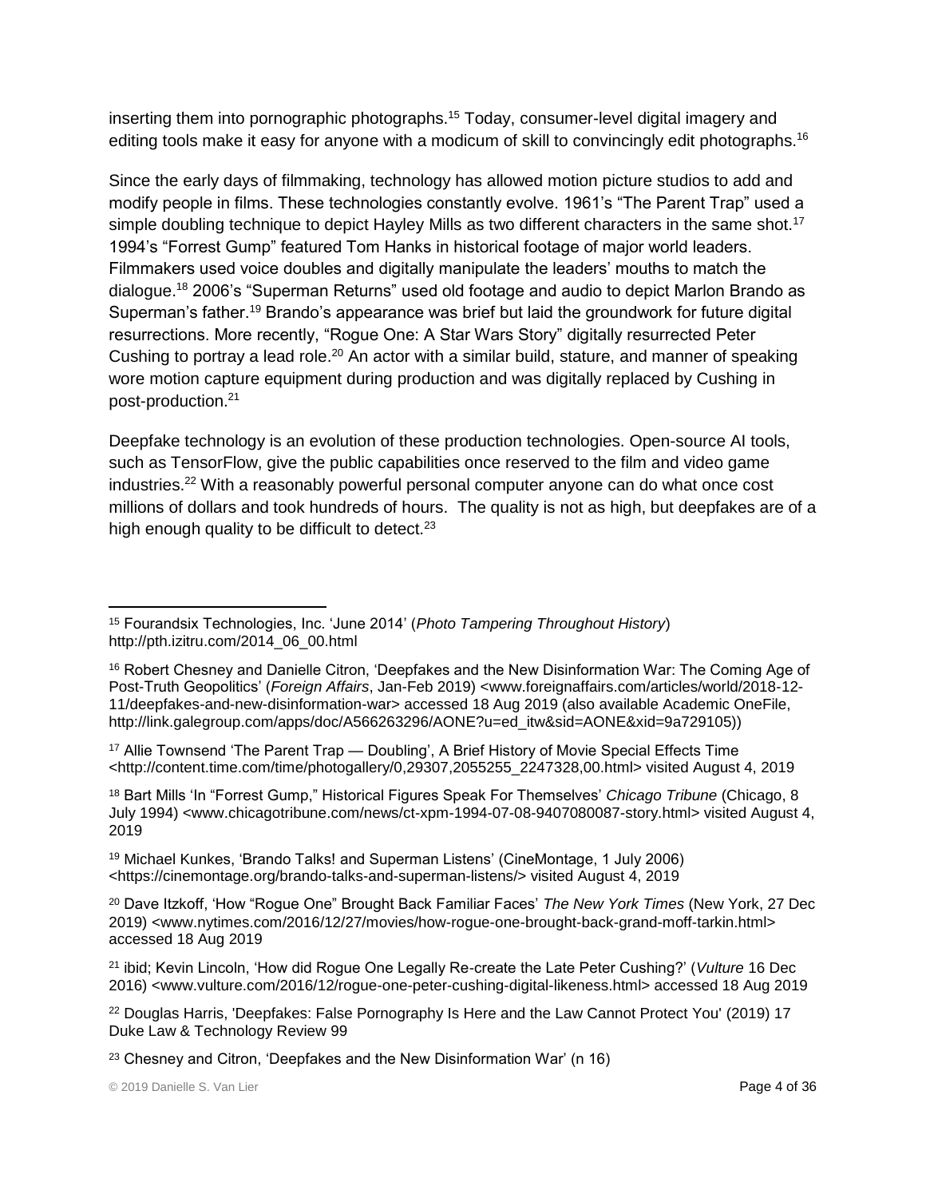inserting them into pornographic photographs.[15] Today, consumer-level digital imagery and editing tools make it easy for anyone with a modicum of skill to convincingly edit photographs.[16]

Since the early days of filmmaking, technology has allowed motion picture studios to add and modify people in films. These technologies constantly evolve. 1961's "The Parent Trap" used a simple doubling technique to depict Hayley Mills as two different characters in the same shot.[17] 1994's "Forrest Gump" featured Tom Hanks in historical footage of major world leaders. Filmmakers used voice doubles and digitally manipulate the leaders' mouths to match the dialogue.[18] 2006's "Superman Returns" used old footage and audio to depict Marlon Brando as Superman's father.[19] Brando's appearance was brief but laid the groundwork for future digital resurrections. More recently, "Rogue One: A Star Wars Story" digitally resurrected Peter Cushing to portray a lead role.[20] An actor with a similar build, stature, and manner of speaking wore motion capture equipment during production and was digitally replaced by Cushing in post-production.[21]

Deepfake technology is an evolution of these production technologies. Open-source AI tools, such as TensorFlow, give the public capabilities once reserved to the film and video game industries.[22] With a reasonably powerful personal computer anyone can do what once cost millions of dollars and took hundreds of hours. The quality is not as high, but deepfakes are of a high enough quality to be difficult to detect.[23]

---

[15] Fourandsix Technologies, Inc. 'June 2014' (*Photo Tampering Throughout History*) http://pth.izitru.com/2014_06_00.html

[16] Robert Chesney and Danielle Citron, 'Deepfakes and the New Disinformation War: The Coming Age of Post-Truth Geopolitics' (*Foreign Affairs*, Jan-Feb 2019) <www.foreignaffairs.com/articles/world/2018-12-11/deepfakes-and-new-disinformation-war> accessed 18 Aug 2019 (also available Academic OneFile, http://link.galegroup.com/apps/doc/A566263296/AONE?u=ed_itw&sid=AONE&xid=9a729105))

[17] Allie Townsend 'The Parent Trap — Doubling', A Brief History of Movie Special Effects Time <http://content.time.com/time/photogallery/0,29307,2055255_2247328,00.html> visited August 4, 2019

[18] Bart Mills 'In "Forrest Gump," Historical Figures Speak For Themselves' *Chicago Tribune* (Chicago, 8 July 1994) <www.chicagotribune.com/news/ct-xpm-1994-07-08-9407080087-story.html> visited August 4, 2019

[19] Michael Kunkes, 'Brando Talks! and Superman Listens' (CineMontage, 1 July 2006) <https://cinemontage.org/brando-talks-and-superman-listens/> visited August 4, 2019

[20] Dave Itzkoff, 'How "Rogue One" Brought Back Familiar Faces' *The New York Times* (New York, 27 Dec 2019) <www.nytimes.com/2016/12/27/movies/how-rogue-one-brought-back-grand-moff-tarkin.html> accessed 18 Aug 2019

[21] ibid; Kevin Lincoln, 'How did Rogue One Legally Re-create the Late Peter Cushing?' (*Vulture* 16 Dec 2016) <www.vulture.com/2016/12/rogue-one-peter-cushing-digital-likeness.html> accessed 18 Aug 2019

[22] Douglas Harris, 'Deepfakes: False Pornography Is Here and the Law Cannot Protect You' (2019) 17 Duke Law & Technology Review 99

[23] Chesney and Citron, 'Deepfakes and the New Disinformation War' (n 16)

© 2019 Danielle S. Van Lier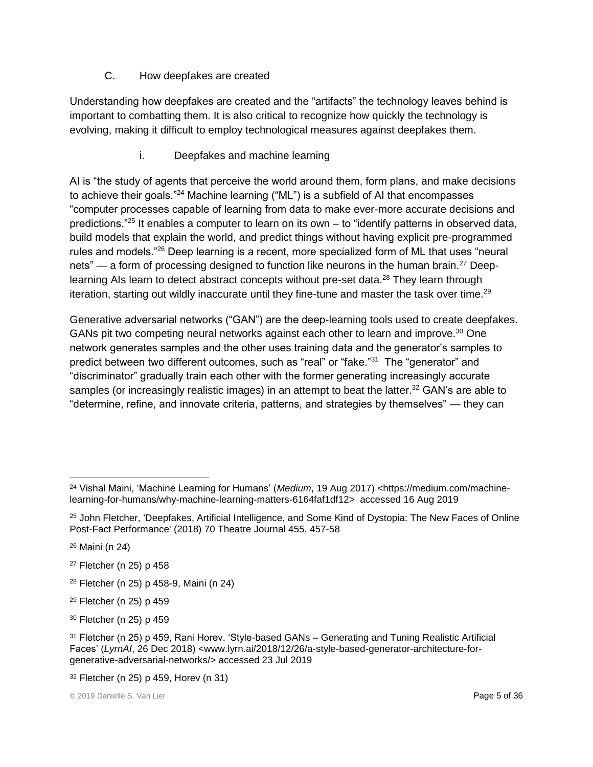### C. How deepfakes are created

Understanding how deepfakes are created and the "artifacts" the technology leaves behind is important to combatting them. It is also critical to recognize how quickly the technology is evolving, making it difficult to employ technological measures against deepfakes them.

#### i. Deepfakes and machine learning

AI is "the study of agents that perceive the world around them, form plans, and make decisions to achieve their goals."[24] Machine learning ("ML") is a subfield of AI that encompasses "computer processes capable of learning from data to make ever-more accurate decisions and predictions."[25] It enables a computer to learn on its own – to "identify patterns in observed data, build models that explain the world, and predict things without having explicit pre-programmed rules and models."[26] Deep learning is a recent, more specialized form of ML that uses "neural nets" — a form of processing designed to function like neurons in the human brain.[27] Deep-learning AIs learn to detect abstract concepts without pre-set data.[28] They learn through iteration, starting out wildly inaccurate until they fine-tune and master the task over time.[29]

Generative adversarial networks ("GAN") are the deep-learning tools used to create deepfakes. GANs pit two competing neural networks against each other to learn and improve.[30] One network generates samples and the other uses training data and the generator's samples to predict between two different outcomes, such as "real" or "fake."[31] The "generator" and "discriminator" gradually train each other with the former generating increasingly accurate samples (or increasingly realistic images) in an attempt to beat the latter.[32] GAN's are able to "determine, refine, and innovate criteria, patterns, and strategies by themselves" — they can

---

[24] Vishal Maini, 'Machine Learning for Humans' (*Medium*, 19 Aug 2017) <https://medium.com/machine-learning-for-humans/why-machine-learning-matters-6164faf1df12> accessed 16 Aug 2019

[25] John Fletcher, 'Deepfakes, Artificial Intelligence, and Some Kind of Dystopia: The New Faces of Online Post-Fact Performance' (2018) 70 Theatre Journal 455, 457-58

[26] Maini (n 24)

[27] Fletcher (n 25) p 458

[28] Fletcher (n 25) p 458-9, Maini (n 24)

[29] Fletcher (n 25) p 459

[30] Fletcher (n 25) p 459

[31] Fletcher (n 25) p 459, Rani Horev. 'Style-based GANs – Generating and Tuning Realistic Artificial Faces' (*LyrnAI*, 26 Dec 2018) <www.lyrn.ai/2018/12/26/a-style-based-generator-architecture-for-generative-adversarial-networks/> accessed 23 Jul 2019

[32] Fletcher (n 25) p 459, Horev (n 31)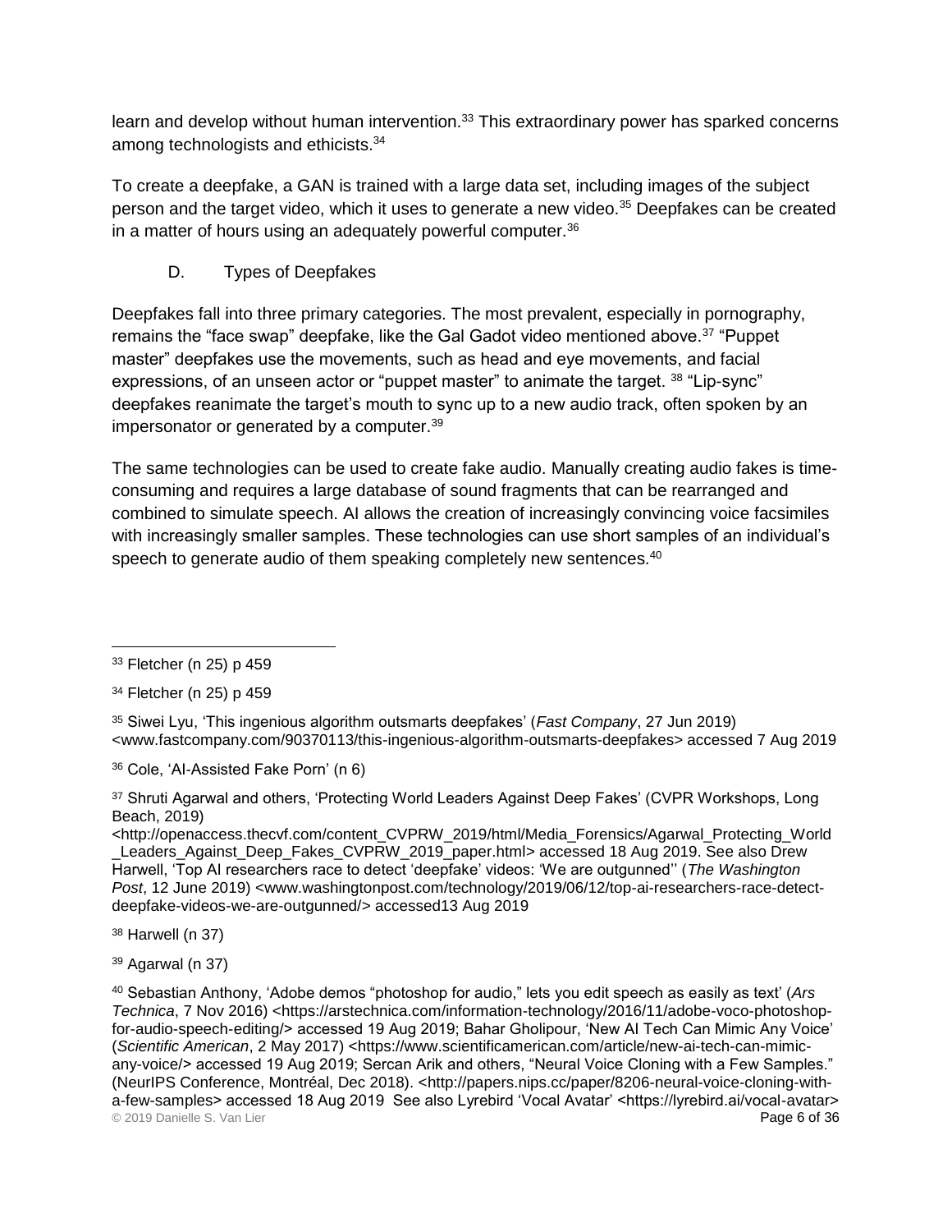learn and develop without human intervention.[33] This extraordinary power has sparked concerns among technologists and ethicists.[34]

To create a deepfake, a GAN is trained with a large data set, including images of the subject person and the target video, which it uses to generate a new video.[35] Deepfakes can be created in a matter of hours using an adequately powerful computer.[36]

### D. Types of Deepfakes

Deepfakes fall into three primary categories. The most prevalent, especially in pornography, remains the "face swap" deepfake, like the Gal Gadot video mentioned above.[37] "Puppet master" deepfakes use the movements, such as head and eye movements, and facial expressions, of an unseen actor or "puppet master" to animate the target. [38] "Lip-sync" deepfakes reanimate the target's mouth to sync up to a new audio track, often spoken by an impersonator or generated by a computer.[39]

The same technologies can be used to create fake audio. Manually creating audio fakes is time-consuming and requires a large database of sound fragments that can be rearranged and combined to simulate speech. AI allows the creation of increasingly convincing voice facsimiles with increasingly smaller samples. These technologies can use short samples of an individual's speech to generate audio of them speaking completely new sentences.[40]

---

[33] Fletcher (n 25) p 459

[34] Fletcher (n 25) p 459

[35] Siwei Lyu, 'This ingenious algorithm outsmarts deepfakes' (*Fast Company*, 27 Jun 2019) <www.fastcompany.com/90370113/this-ingenious-algorithm-outsmarts-deepfakes> accessed 7 Aug 2019

[36] Cole, 'AI-Assisted Fake Porn' (n 6)

[37] Shruti Agarwal and others, 'Protecting World Leaders Against Deep Fakes' (CVPR Workshops, Long Beach, 2019) <http://openaccess.thecvf.com/content_CVPRW_2019/html/Media_Forensics/Agarwal_Protecting_World_Leaders_Against_Deep_Fakes_CVPRW_2019_paper.html> accessed 18 Aug 2019. See also Drew Harwell, 'Top AI researchers race to detect 'deepfake' videos: 'We are outgunned'' (*The Washington Post*, 12 June 2019) <www.washingtonpost.com/technology/2019/06/12/top-ai-researchers-race-detect-deepfake-videos-we-are-outgunned/> accessed13 Aug 2019

[38] Harwell (n 37)

[39] Agarwal (n 37)

[40] Sebastian Anthony, 'Adobe demos "photoshop for audio," lets you edit speech as easily as text' (*Ars Technica*, 7 Nov 2016) <https://arstechnica.com/information-technology/2016/11/adobe-voco-photoshop-for-audio-speech-editing/> accessed 19 Aug 2019; Bahar Gholipour, 'New AI Tech Can Mimic Any Voice' (*Scientific American*, 2 May 2017) <https://www.scientificamerican.com/article/new-ai-tech-can-mimic-any-voice/> accessed 19 Aug 2019; Sercan Arik and others, "Neural Voice Cloning with a Few Samples." (NeurIPS Conference, Montréal, Dec 2018). <http://papers.nips.cc/paper/8206-neural-voice-cloning-with-a-few-samples> accessed 18 Aug 2019 See also Lyrebird 'Vocal Avatar' <https://lyrebird.ai/vocal-avatar>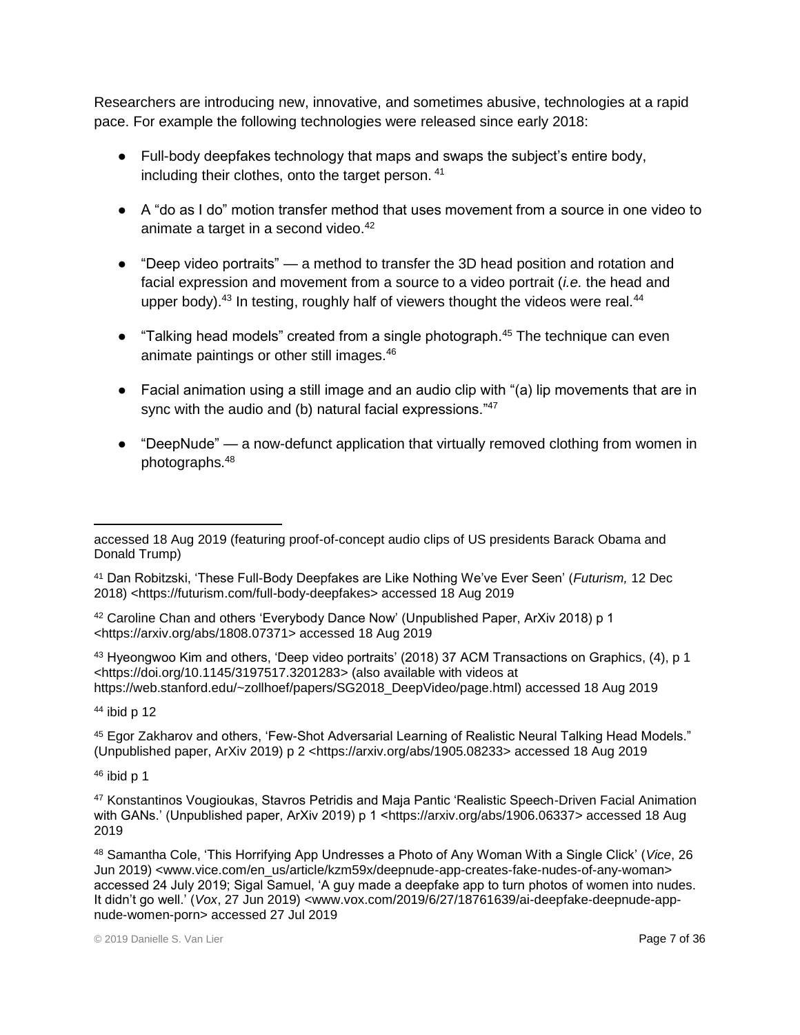Researchers are introducing new, innovative, and sometimes abusive, technologies at a rapid pace. For example the following technologies were released since early 2018:

- Full-body deepfakes technology that maps and swaps the subject's entire body, including their clothes, onto the target person. [41]
- A "do as I do" motion transfer method that uses movement from a source in one video to animate a target in a second video.[42]
- "Deep video portraits" — a method to transfer the 3D head position and rotation and facial expression and movement from a source to a video portrait (*i.e.* the head and upper body).[43] In testing, roughly half of viewers thought the videos were real.[44]
- "Talking head models" created from a single photograph.[45] The technique can even animate paintings or other still images.[46]
- Facial animation using a still image and an audio clip with "(a) lip movements that are in sync with the audio and (b) natural facial expressions."[47]
- "DeepNude" — a now-defunct application that virtually removed clothing from women in photographs.[48]

---

accessed 18 Aug 2019 (featuring proof-of-concept audio clips of US presidents Barack Obama and Donald Trump)

[41] Dan Robitzski, 'These Full-Body Deepfakes are Like Nothing We've Ever Seen' (*Futurism,* 12 Dec 2018) <https://futurism.com/full-body-deepfakes> accessed 18 Aug 2019

[42] Caroline Chan and others 'Everybody Dance Now' (Unpublished Paper, ArXiv 2018) p 1 <https://arxiv.org/abs/1808.07371> accessed 18 Aug 2019

[43] Hyeongwoo Kim and others, 'Deep video portraits' (2018) 37 ACM Transactions on Graphics, (4), p 1 <https://doi.org/10.1145/3197517.3201283> (also available with videos at https://web.stanford.edu/~zollhoef/papers/SG2018_DeepVideo/page.html) accessed 18 Aug 2019

[44] ibid p 12

[45] Egor Zakharov and others, 'Few-Shot Adversarial Learning of Realistic Neural Talking Head Models." (Unpublished paper, ArXiv 2019) p 2 <https://arxiv.org/abs/1905.08233> accessed 18 Aug 2019

[46] ibid p 1

[47] Konstantinos Vougioukas, Stavros Petridis and Maja Pantic 'Realistic Speech-Driven Facial Animation with GANs.' (Unpublished paper, ArXiv 2019) p 1 <https://arxiv.org/abs/1906.06337> accessed 18 Aug 2019

[48] Samantha Cole, 'This Horrifying App Undresses a Photo of Any Woman With a Single Click' (*Vice*, 26 Jun 2019) <www.vice.com/en_us/article/kzm59x/deepnude-app-creates-fake-nudes-of-any-woman> accessed 24 July 2019; Sigal Samuel, 'A guy made a deepfake app to turn photos of women into nudes. It didn't go well.' (*Vox*, 27 Jun 2019) <www.vox.com/2019/6/27/18761639/ai-deepfake-deepnude-app-nude-women-porn> accessed 27 Jul 2019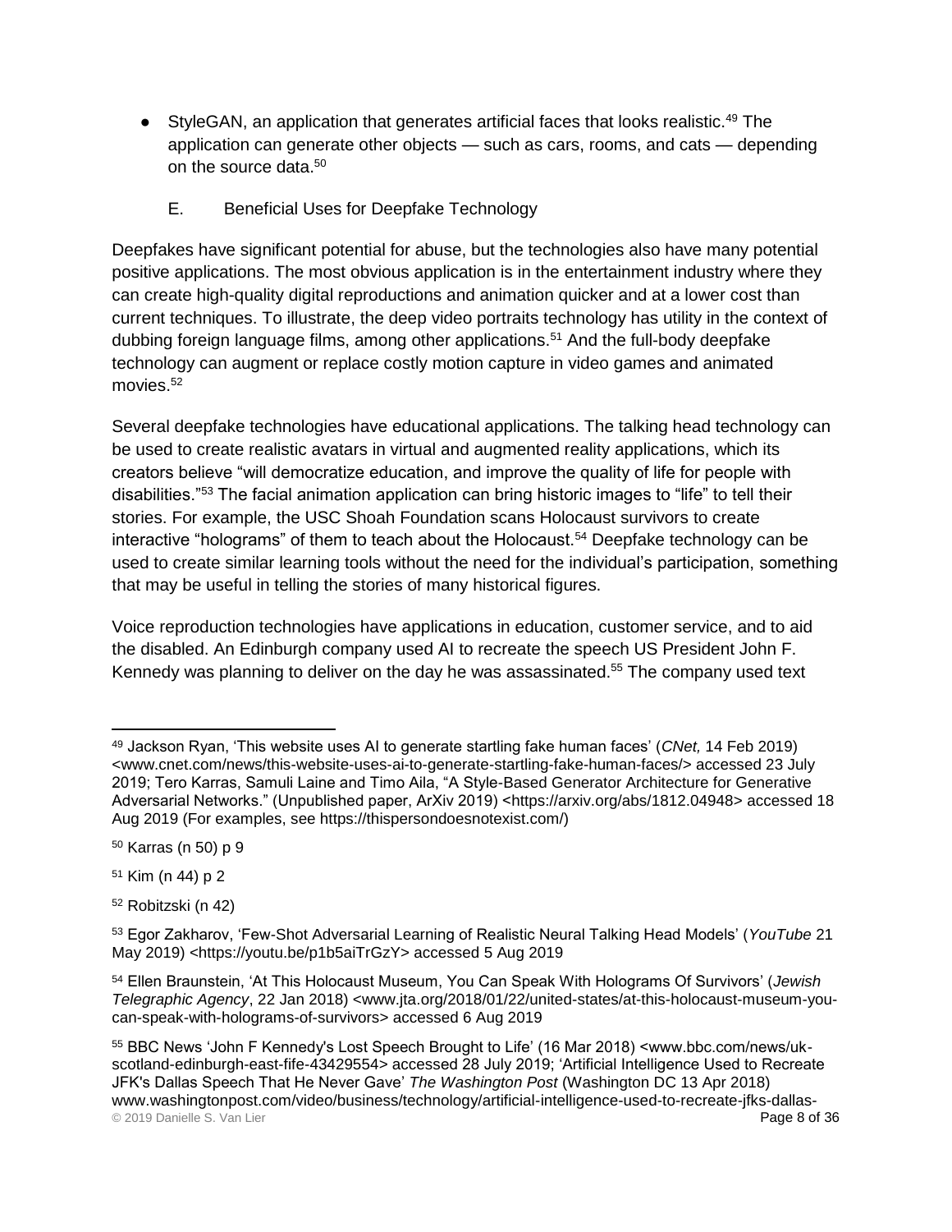- StyleGAN, an application that generates artificial faces that looks realistic.[49] The application can generate other objects — such as cars, rooms, and cats — depending on the source data.[50]

### E. Beneficial Uses for Deepfake Technology

Deepfakes have significant potential for abuse, but the technologies also have many potential positive applications. The most obvious application is in the entertainment industry where they can create high-quality digital reproductions and animation quicker and at a lower cost than current techniques. To illustrate, the deep video portraits technology has utility in the context of dubbing foreign language films, among other applications.[51] And the full-body deepfake technology can augment or replace costly motion capture in video games and animated movies.[52]

Several deepfake technologies have educational applications. The talking head technology can be used to create realistic avatars in virtual and augmented reality applications, which its creators believe "will democratize education, and improve the quality of life for people with disabilities."[53] The facial animation application can bring historic images to "life" to tell their stories. For example, the USC Shoah Foundation scans Holocaust survivors to create interactive "holograms" of them to teach about the Holocaust.[54] Deepfake technology can be used to create similar learning tools without the need for the individual's participation, something that may be useful in telling the stories of many historical figures.

Voice reproduction technologies have applications in education, customer service, and to aid the disabled. An Edinburgh company used AI to recreate the speech US President John F. Kennedy was planning to deliver on the day he was assassinated.[55] The company used text

---

[49] Jackson Ryan, 'This website uses AI to generate startling fake human faces' (*CNet,* 14 Feb 2019) <www.cnet.com/news/this-website-uses-ai-to-generate-startling-fake-human-faces/> accessed 23 July 2019; Tero Karras, Samuli Laine and Timo Aila, "A Style-Based Generator Architecture for Generative Adversarial Networks." (Unpublished paper, ArXiv 2019) <https://arxiv.org/abs/1812.04948> accessed 18 Aug 2019 (For examples, see https://thispersondoesnotexist.com/)

[50] Karras (n 50) p 9

[51] Kim (n 44) p 2

[52] Robitzski (n 42)

[53] Egor Zakharov, 'Few-Shot Adversarial Learning of Realistic Neural Talking Head Models' (*YouTube* 21 May 2019) <https://youtu.be/p1b5aiTrGzY> accessed 5 Aug 2019

[54] Ellen Braunstein, 'At This Holocaust Museum, You Can Speak With Holograms Of Survivors' (*Jewish Telegraphic Agency*, 22 Jan 2018) <www.jta.org/2018/01/22/united-states/at-this-holocaust-museum-you-can-speak-with-holograms-of-survivors> accessed 6 Aug 2019

[55] BBC News 'John F Kennedy's Lost Speech Brought to Life' (16 Mar 2018) <www.bbc.com/news/uk-scotland-edinburgh-east-fife-43429554> accessed 28 July 2019; 'Artificial Intelligence Used to Recreate JFK's Dallas Speech That He Never Gave' *The Washington Post* (Washington DC 13 Apr 2018) www.washingtonpost.com/video/business/technology/artificial-intelligence-used-to-recreate-jfks-dallas-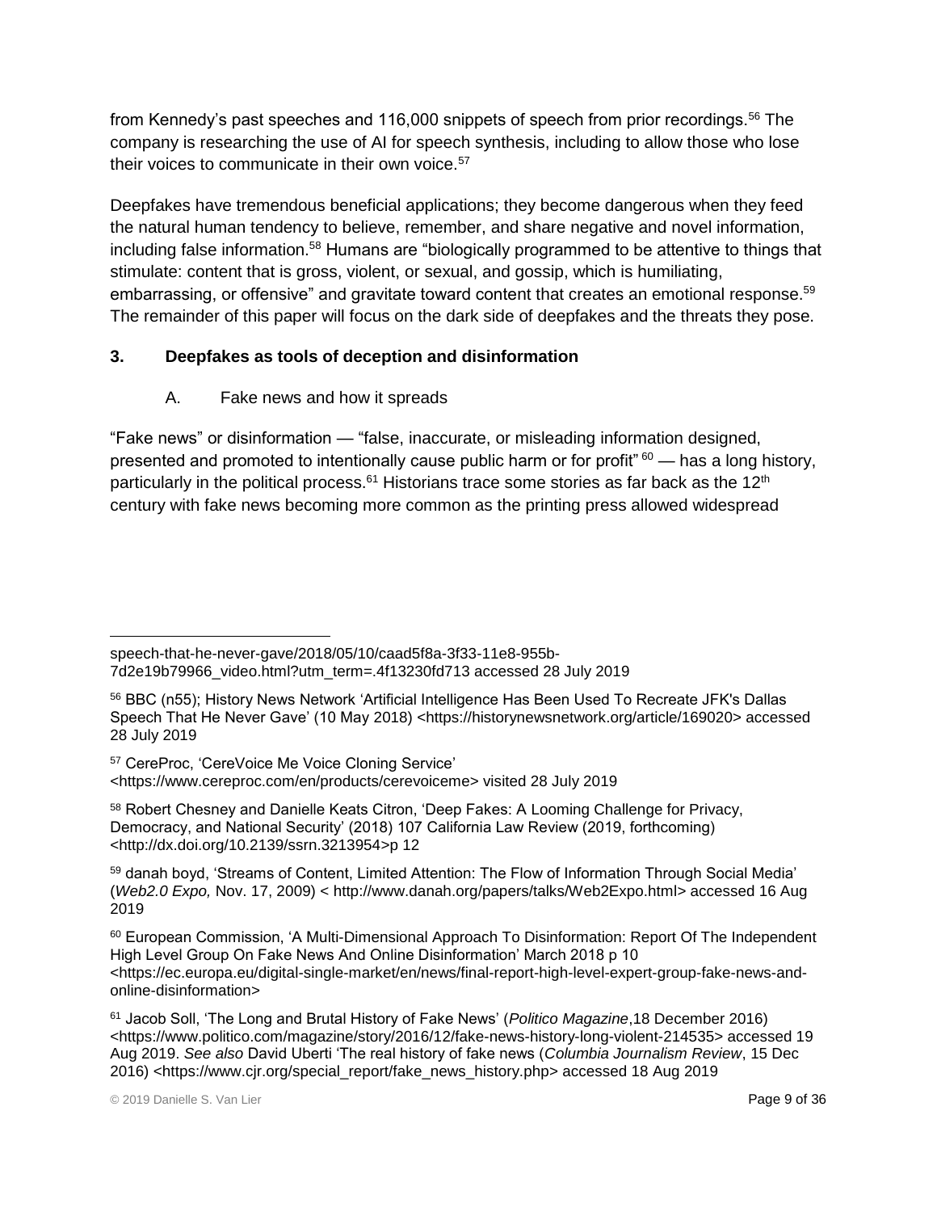from Kennedy's past speeches and 116,000 snippets of speech from prior recordings.[56] The company is researching the use of AI for speech synthesis, including to allow those who lose their voices to communicate in their own voice.[57]

Deepfakes have tremendous beneficial applications; they become dangerous when they feed the natural human tendency to believe, remember, and share negative and novel information, including false information.[58] Humans are "biologically programmed to be attentive to things that stimulate: content that is gross, violent, or sexual, and gossip, which is humiliating, embarrassing, or offensive" and gravitate toward content that creates an emotional response.[59] The remainder of this paper will focus on the dark side of deepfakes and the threats they pose.

### 3. Deepfakes as tools of deception and disinformation

#### A. Fake news and how it spreads

"Fake news" or disinformation — "false, inaccurate, or misleading information designed, presented and promoted to intentionally cause public harm or for profit" [60] — has a long history, particularly in the political process.[61] Historians trace some stories as far back as the 12th century with fake news becoming more common as the printing press allowed widespread

---

speech-that-he-never-gave/2018/05/10/caad5f8a-3f33-11e8-955b-7d2e19b79966_video.html?utm_term=.4f13230fd713 accessed 28 July 2019

[56] BBC (n55); History News Network 'Artificial Intelligence Has Been Used To Recreate JFK's Dallas Speech That He Never Gave' (10 May 2018) <https://historynewsnetwork.org/article/169020> accessed 28 July 2019

[57] CereProc, 'CereVoice Me Voice Cloning Service' <https://www.cereproc.com/en/products/cerevoiceme> visited 28 July 2019

[58] Robert Chesney and Danielle Keats Citron, 'Deep Fakes: A Looming Challenge for Privacy, Democracy, and National Security' (2018) 107 California Law Review (2019, forthcoming) <http://dx.doi.org/10.2139/ssrn.3213954>p 12

[59] danah boyd, 'Streams of Content, Limited Attention: The Flow of Information Through Social Media' (*Web2.0 Expo,* Nov. 17, 2009) < http://www.danah.org/papers/talks/Web2Expo.html> accessed 16 Aug 2019

[60] European Commission, 'A Multi-Dimensional Approach To Disinformation: Report Of The Independent High Level Group On Fake News And Online Disinformation' March 2018 p 10 <https://ec.europa.eu/digital-single-market/en/news/final-report-high-level-expert-group-fake-news-and-online-disinformation>

[61] Jacob Soll, 'The Long and Brutal History of Fake News' (*Politico Magazine*,18 December 2016) <https://www.politico.com/magazine/story/2016/12/fake-news-history-long-violent-214535> accessed 19 Aug 2019. *See also* David Uberti 'The real history of fake news (*Columbia Journalism Review*, 15 Dec 2016) <https://www.cjr.org/special_report/fake_news_history.php> accessed 18 Aug 2019

© 2019 Danielle S. Van Lier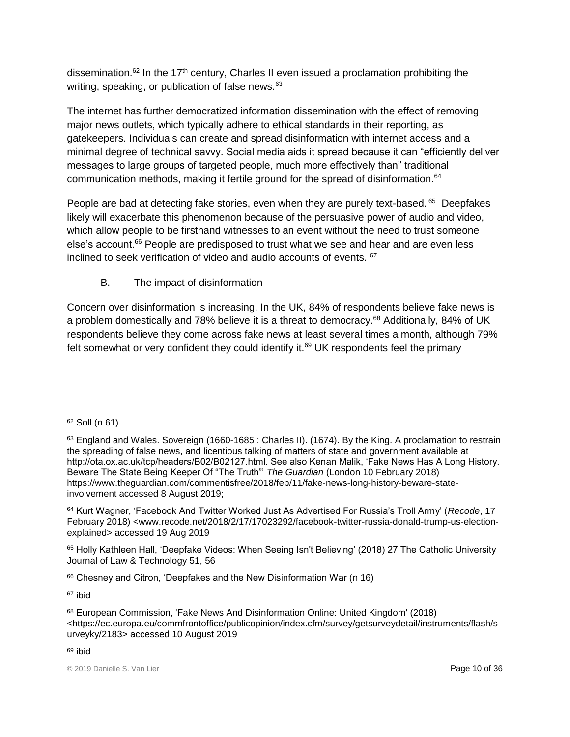dissemination.[62] In the 17th century, Charles II even issued a proclamation prohibiting the writing, speaking, or publication of false news.[63]

The internet has further democratized information dissemination with the effect of removing major news outlets, which typically adhere to ethical standards in their reporting, as gatekeepers. Individuals can create and spread disinformation with internet access and a minimal degree of technical savvy. Social media aids it spread because it can "efficiently deliver messages to large groups of targeted people, much more effectively than" traditional communication methods, making it fertile ground for the spread of disinformation.[64]

People are bad at detecting fake stories, even when they are purely text-based.[65] Deepfakes likely will exacerbate this phenomenon because of the persuasive power of audio and video, which allow people to be firsthand witnesses to an event without the need to trust someone else's account.[66] People are predisposed to trust what we see and hear and are even less inclined to seek verification of video and audio accounts of events.[67]

## B. The impact of disinformation

Concern over disinformation is increasing. In the UK, 84% of respondents believe fake news is a problem domestically and 78% believe it is a threat to democracy.[68] Additionally, 84% of UK respondents believe they come across fake news at least several times a month, although 79% felt somewhat or very confident they could identify it.[69] UK respondents feel the primary

---

[62] Soll (n 61)

[63] England and Wales. Sovereign (1660-1685 : Charles II). (1674). By the King. A proclamation to restrain the spreading of false news, and licentious talking of matters of state and government available at http://ota.ox.ac.uk/tcp/headers/B02/B02127.html. See also Kenan Malik, 'Fake News Has A Long History. Beware The State Being Keeper Of "The Truth"' *The Guardian* (London 10 February 2018) https://www.theguardian.com/commentisfree/2018/feb/11/fake-news-long-history-beware-state-involvement accessed 8 August 2019;

[64] Kurt Wagner, 'Facebook And Twitter Worked Just As Advertised For Russia's Troll Army' (*Recode*, 17 February 2018) <www.recode.net/2018/2/17/17023292/facebook-twitter-russia-donald-trump-us-election-explained> accessed 19 Aug 2019

[65] Holly Kathleen Hall, 'Deepfake Videos: When Seeing Isn't Believing' (2018) 27 The Catholic University Journal of Law & Technology 51, 56

[66] Chesney and Citron, 'Deepfakes and the New Disinformation War (n 16)

[67] ibid

[68] European Commission, 'Fake News And Disinformation Online: United Kingdom' (2018) <https://ec.europa.eu/commfrontoffice/publicopinion/index.cfm/survey/getsurveydetail/instruments/flash/surveyky/2183> accessed 10 August 2019

[69] ibid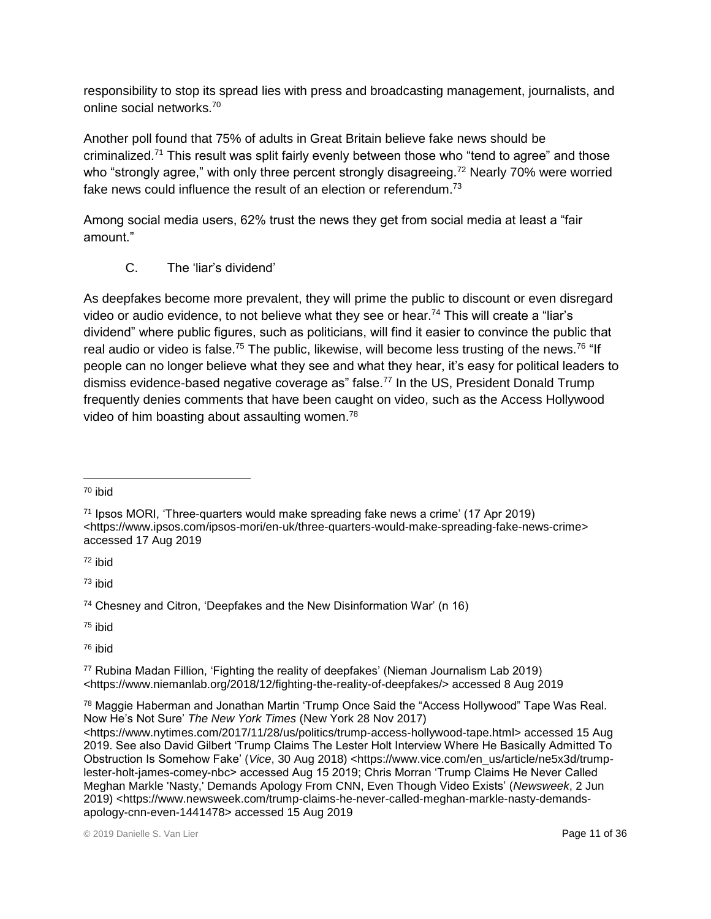responsibility to stop its spread lies with press and broadcasting management, journalists, and online social networks.[70]

Another poll found that 75% of adults in Great Britain believe fake news should be criminalized.[71] This result was split fairly evenly between those who "tend to agree" and those who "strongly agree," with only three percent strongly disagreeing.[72] Nearly 70% were worried fake news could influence the result of an election or referendum.[73]

Among social media users, 62% trust the news they get from social media at least a "fair amount."

### C. The 'liar's dividend'

As deepfakes become more prevalent, they will prime the public to discount or even disregard video or audio evidence, to not believe what they see or hear.[74] This will create a "liar's dividend" where public figures, such as politicians, will find it easier to convince the public that real audio or video is false.[75] The public, likewise, will become less trusting of the news.[76] "If people can no longer believe what they see and what they hear, it's easy for political leaders to dismiss evidence-based negative coverage as" false.[77] In the US, President Donald Trump frequently denies comments that have been caught on video, such as the Access Hollywood video of him boasting about assaulting women.[78]

---

[70] ibid

[71] Ipsos MORI, 'Three-quarters would make spreading fake news a crime' (17 Apr 2019) <https://www.ipsos.com/ipsos-mori/en-uk/three-quarters-would-make-spreading-fake-news-crime> accessed 17 Aug 2019

[72] ibid

[73] ibid

[74] Chesney and Citron, 'Deepfakes and the New Disinformation War' (n 16)

[75] ibid

[76] ibid

[77] Rubina Madan Fillion, 'Fighting the reality of deepfakes' (Nieman Journalism Lab 2019) <https://www.niemanlab.org/2018/12/fighting-the-reality-of-deepfakes/> accessed 8 Aug 2019

[78] Maggie Haberman and Jonathan Martin 'Trump Once Said the "Access Hollywood" Tape Was Real. Now He's Not Sure' *The New York Times* (New York 28 Nov 2017) <https://www.nytimes.com/2017/11/28/us/politics/trump-access-hollywood-tape.html> accessed 15 Aug 2019. See also David Gilbert 'Trump Claims The Lester Holt Interview Where He Basically Admitted To Obstruction Is Somehow Fake' (*Vice*, 30 Aug 2018) <https://www.vice.com/en_us/article/ne5x3d/trump-lester-holt-james-comey-nbc> accessed Aug 15 2019; Chris Morran 'Trump Claims He Never Called Meghan Markle 'Nasty,' Demands Apology From CNN, Even Though Video Exists' (*Newsweek*, 2 Jun 2019) <https://www.newsweek.com/trump-claims-he-never-called-meghan-markle-nasty-demands-apology-cnn-even-1441478> accessed 15 Aug 2019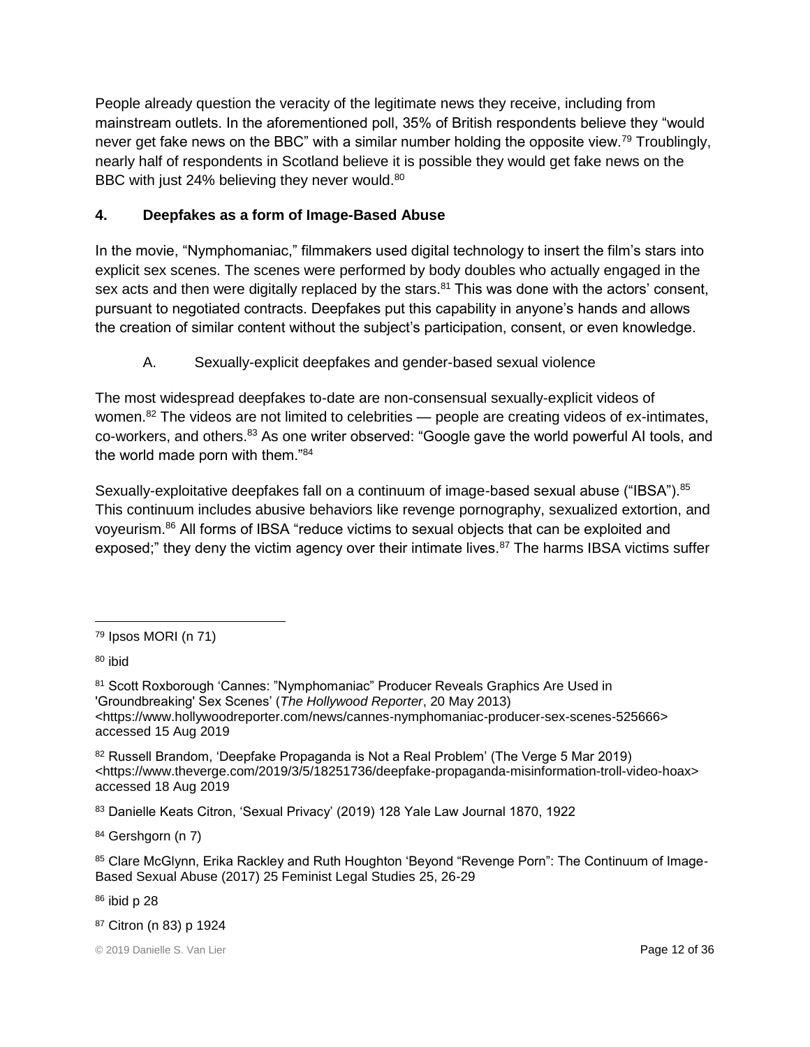People already question the veracity of the legitimate news they receive, including from mainstream outlets. In the aforementioned poll, 35% of British respondents believe they "would never get fake news on the BBC" with a similar number holding the opposite view.[79] Troublingly, nearly half of respondents in Scotland believe it is possible they would get fake news on the BBC with just 24% believing they never would.[80]

## 4. Deepfakes as a form of Image-Based Abuse

In the movie, "Nymphomaniac," filmmakers used digital technology to insert the film's stars into explicit sex scenes. The scenes were performed by body doubles who actually engaged in the sex acts and then were digitally replaced by the stars.[81] This was done with the actors' consent, pursuant to negotiated contracts. Deepfakes put this capability in anyone's hands and allows the creation of similar content without the subject's participation, consent, or even knowledge.

### A. Sexually-explicit deepfakes and gender-based sexual violence

The most widespread deepfakes to-date are non-consensual sexually-explicit videos of women.[82] The videos are not limited to celebrities — people are creating videos of ex-intimates, co-workers, and others.[83] As one writer observed: "Google gave the world powerful AI tools, and the world made porn with them."[84]

Sexually-exploitative deepfakes fall on a continuum of image-based sexual abuse ("IBSA").[85] This continuum includes abusive behaviors like revenge pornography, sexualized extortion, and voyeurism.[86] All forms of IBSA "reduce victims to sexual objects that can be exploited and exposed;" they deny the victim agency over their intimate lives.[87] The harms IBSA victims suffer

---

[79] Ipsos MORI (n 71)

[80] ibid

[81] Scott Roxborough 'Cannes: "Nymphomaniac" Producer Reveals Graphics Are Used in 'Groundbreaking' Sex Scenes' (*The Hollywood Reporter*, 20 May 2013) <https://www.hollywoodreporter.com/news/cannes-nymphomaniac-producer-sex-scenes-525666> accessed 15 Aug 2019

[82] Russell Brandom, 'Deepfake Propaganda is Not a Real Problem' (The Verge 5 Mar 2019) <https://www.theverge.com/2019/3/5/18251736/deepfake-propaganda-misinformation-troll-video-hoax> accessed 18 Aug 2019

[83] Danielle Keats Citron, 'Sexual Privacy' (2019) 128 Yale Law Journal 1870, 1922

[84] Gershgorn (n 7)

[85] Clare McGlynn, Erika Rackley and Ruth Houghton 'Beyond "Revenge Porn": The Continuum of Image-Based Sexual Abuse (2017) 25 Feminist Legal Studies 25, 26-29

[86] ibid p 28

[87] Citron (n 83) p 1924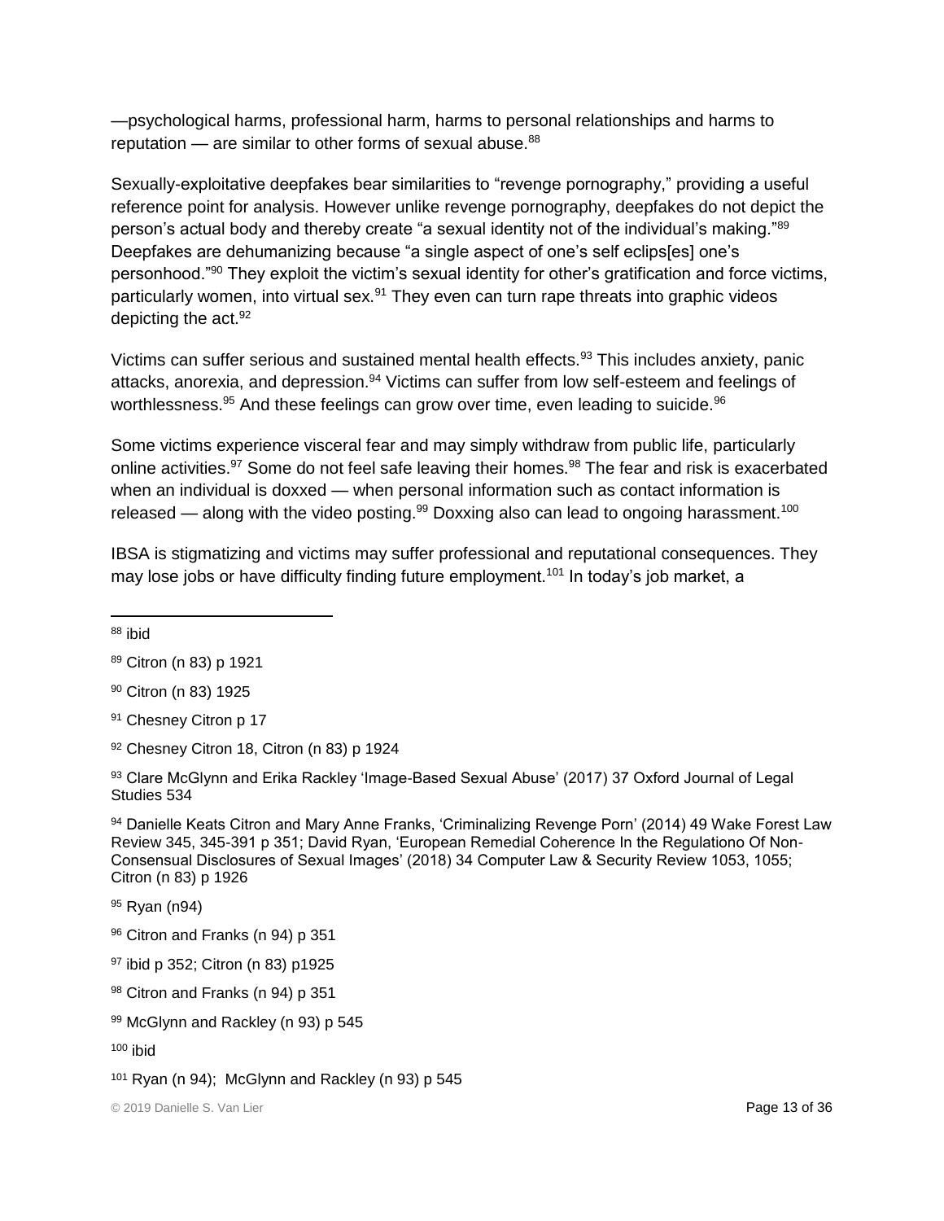—psychological harms, professional harm, harms to personal relationships and harms to reputation — are similar to other forms of sexual abuse.[88]

Sexually-exploitative deepfakes bear similarities to "revenge pornography," providing a useful reference point for analysis. However unlike revenge pornography, deepfakes do not depict the person's actual body and thereby create "a sexual identity not of the individual's making."[89] Deepfakes are dehumanizing because "a single aspect of one's self eclips[es] one's personhood."[90] They exploit the victim's sexual identity for other's gratification and force victims, particularly women, into virtual sex.[91] They even can turn rape threats into graphic videos depicting the act.[92]

Victims can suffer serious and sustained mental health effects.[93] This includes anxiety, panic attacks, anorexia, and depression.[94] Victims can suffer from low self-esteem and feelings of worthlessness.[95] And these feelings can grow over time, even leading to suicide.[96]

Some victims experience visceral fear and may simply withdraw from public life, particularly online activities.[97] Some do not feel safe leaving their homes.[98] The fear and risk is exacerbated when an individual is doxxed — when personal information such as contact information is released — along with the video posting.[99] Doxxing also can lead to ongoing harassment.[100]

IBSA is stigmatizing and victims may suffer professional and reputational consequences. They may lose jobs or have difficulty finding future employment.[101] In today's job market, a

---

[88] ibid

[89] Citron (n 83) p 1921

[90] Citron (n 83) 1925

[91] Chesney Citron p 17

[92] Chesney Citron 18, Citron (n 83) p 1924

[93] Clare McGlynn and Erika Rackley 'Image-Based Sexual Abuse' (2017) 37 Oxford Journal of Legal Studies 534

[94] Danielle Keats Citron and Mary Anne Franks, 'Criminalizing Revenge Porn' (2014) 49 Wake Forest Law Review 345, 345-391 p 351; David Ryan, 'European Remedial Coherence In the Regulationo Of Non-Consensual Disclosures of Sexual Images' (2018) 34 Computer Law & Security Review 1053, 1055; Citron (n 83) p 1926

[95] Ryan (n94)

[96] Citron and Franks (n 94) p 351

[97] ibid p 352; Citron (n 83) p1925

[98] Citron and Franks (n 94) p 351

[99] McGlynn and Rackley (n 93) p 545

[100] ibid

[101] Ryan (n 94); McGlynn and Rackley (n 93) p 545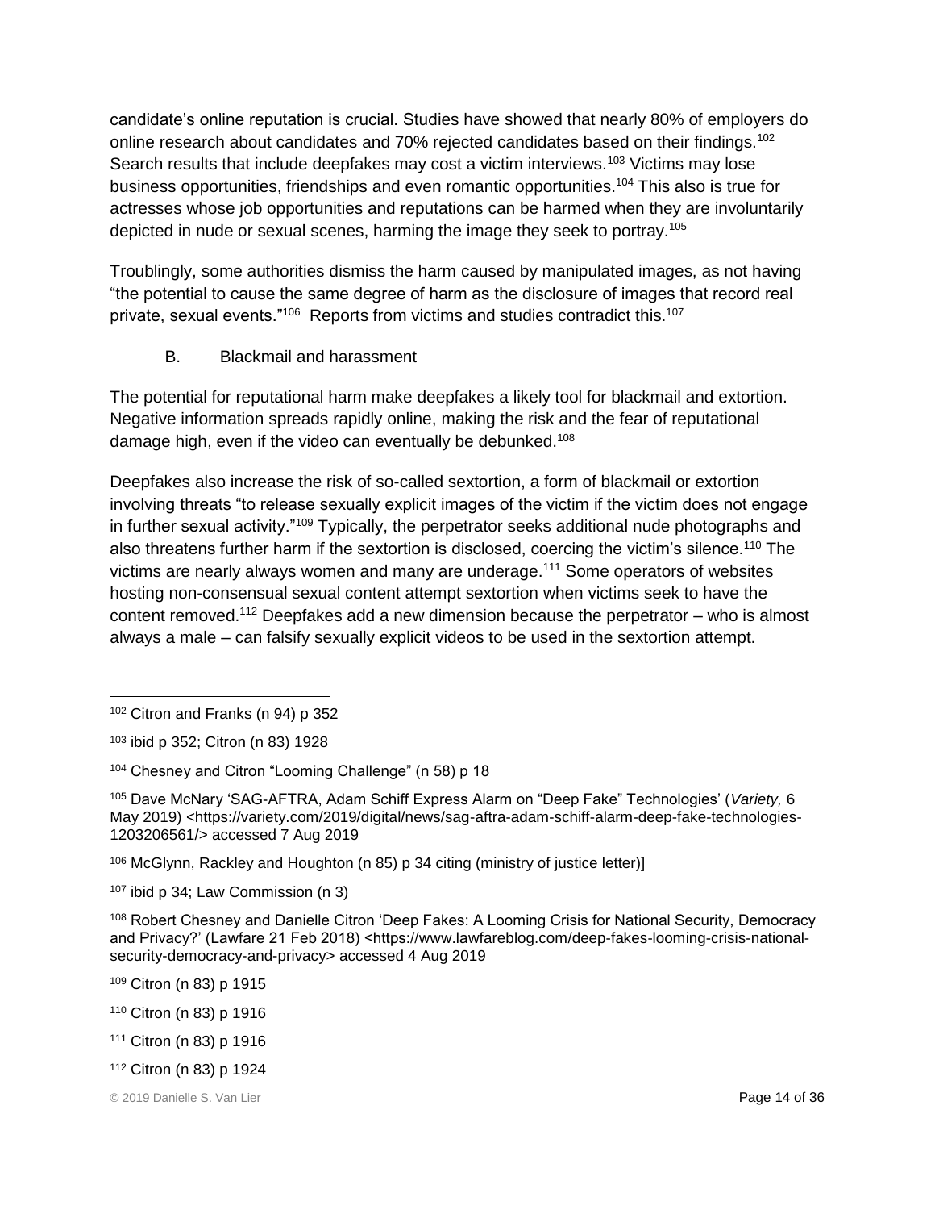candidate's online reputation is crucial. Studies have showed that nearly 80% of employers do online research about candidates and 70% rejected candidates based on their findings.[102] Search results that include deepfakes may cost a victim interviews.[103] Victims may lose business opportunities, friendships and even romantic opportunities.[104] This also is true for actresses whose job opportunities and reputations can be harmed when they are involuntarily depicted in nude or sexual scenes, harming the image they seek to portray.[105]

Troublingly, some authorities dismiss the harm caused by manipulated images, as not having "the potential to cause the same degree of harm as the disclosure of images that record real private, sexual events."[106] Reports from victims and studies contradict this.[107]

### B. Blackmail and harassment

The potential for reputational harm make deepfakes a likely tool for blackmail and extortion. Negative information spreads rapidly online, making the risk and the fear of reputational damage high, even if the video can eventually be debunked.[108]

Deepfakes also increase the risk of so-called sextortion, a form of blackmail or extortion involving threats "to release sexually explicit images of the victim if the victim does not engage in further sexual activity."[109] Typically, the perpetrator seeks additional nude photographs and also threatens further harm if the sextortion is disclosed, coercing the victim's silence.[110] The victims are nearly always women and many are underage.[111] Some operators of websites hosting non-consensual sexual content attempt sextortion when victims seek to have the content removed.[112] Deepfakes add a new dimension because the perpetrator – who is almost always a male – can falsify sexually explicit videos to be used in the sextortion attempt.

---

[102] Citron and Franks (n 94) p 352

[103] ibid p 352; Citron (n 83) 1928

[104] Chesney and Citron "Looming Challenge" (n 58) p 18

[105] Dave McNary 'SAG-AFTRA, Adam Schiff Express Alarm on "Deep Fake" Technologies' (*Variety,* 6 May 2019) <https://variety.com/2019/digital/news/sag-aftra-adam-schiff-alarm-deep-fake-technologies-1203206561/> accessed 7 Aug 2019

[106] McGlynn, Rackley and Houghton (n 85) p 34 citing (ministry of justice letter)]

[107] ibid p 34; Law Commission (n 3)

[108] Robert Chesney and Danielle Citron 'Deep Fakes: A Looming Crisis for National Security, Democracy and Privacy?' (Lawfare 21 Feb 2018) <https://www.lawfareblog.com/deep-fakes-looming-crisis-national-security-democracy-and-privacy> accessed 4 Aug 2019

[109] Citron (n 83) p 1915

[110] Citron (n 83) p 1916

[111] Citron (n 83) p 1916

[112] Citron (n 83) p 1924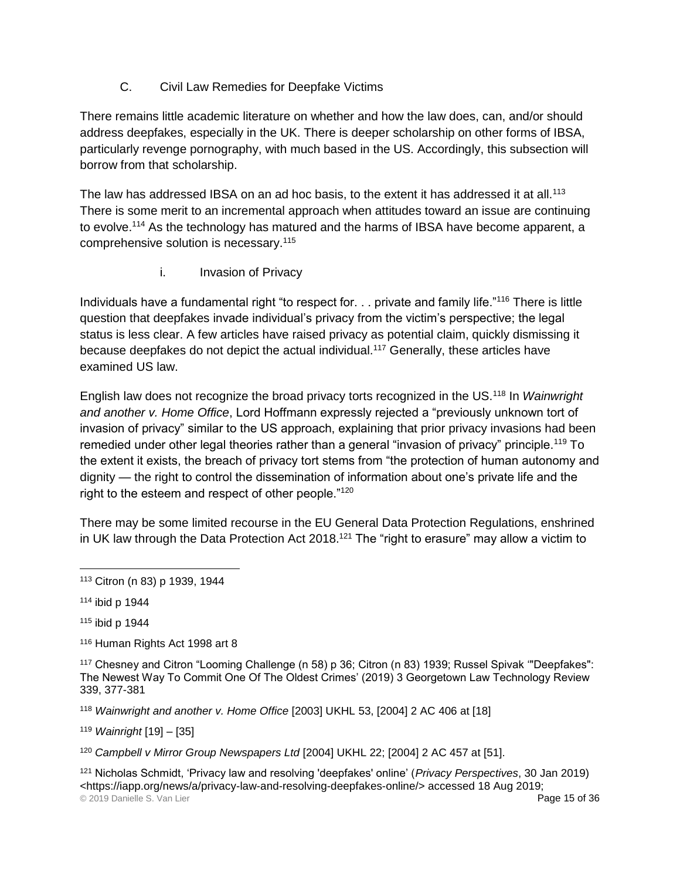### C. Civil Law Remedies for Deepfake Victims

There remains little academic literature on whether and how the law does, can, and/or should address deepfakes, especially in the UK. There is deeper scholarship on other forms of IBSA, particularly revenge pornography, with much based in the US. Accordingly, this subsection will borrow from that scholarship.

The law has addressed IBSA on an ad hoc basis, to the extent it has addressed it at all.[113] There is some merit to an incremental approach when attitudes toward an issue are continuing to evolve.[114] As the technology has matured and the harms of IBSA have become apparent, a comprehensive solution is necessary.[115]

#### i. Invasion of Privacy

Individuals have a fundamental right "to respect for. . . private and family life."[116] There is little question that deepfakes invade individual's privacy from the victim's perspective; the legal status is less clear. A few articles have raised privacy as potential claim, quickly dismissing it because deepfakes do not depict the actual individual.[117] Generally, these articles have examined US law.

English law does not recognize the broad privacy torts recognized in the US.[118] In *Wainwright and another v. Home Office*, Lord Hoffmann expressly rejected a "previously unknown tort of invasion of privacy" similar to the US approach, explaining that prior privacy invasions had been remedied under other legal theories rather than a general "invasion of privacy" principle.[119] To the extent it exists, the breach of privacy tort stems from "the protection of human autonomy and dignity — the right to control the dissemination of information about one's private life and the right to the esteem and respect of other people."[120]

There may be some limited recourse in the EU General Data Protection Regulations, enshrined in UK law through the Data Protection Act 2018.[121] The "right to erasure" may allow a victim to

---

[113] Citron (n 83) p 1939, 1944

[114] ibid p 1944

[115] ibid p 1944

[116] Human Rights Act 1998 art 8

[117] Chesney and Citron "Looming Challenge (n 58) p 36; Citron (n 83) 1939; Russel Spivak '"Deepfakes": The Newest Way To Commit One Of The Oldest Crimes' (2019) 3 Georgetown Law Technology Review 339, 377-381

[118] *Wainwright and another v. Home Office* [2003] UKHL 53, [2004] 2 AC 406 at [18]

[119] *Wainright* [19] – [35]

[120] *Campbell v Mirror Group Newspapers Ltd* [2004] UKHL 22; [2004] 2 AC 457 at [51].

[121] Nicholas Schmidt, 'Privacy law and resolving 'deepfakes' online' (*Privacy Perspectives*, 30 Jan 2019) <https://iapp.org/news/a/privacy-law-and-resolving-deepfakes-online/> accessed 18 Aug 2019;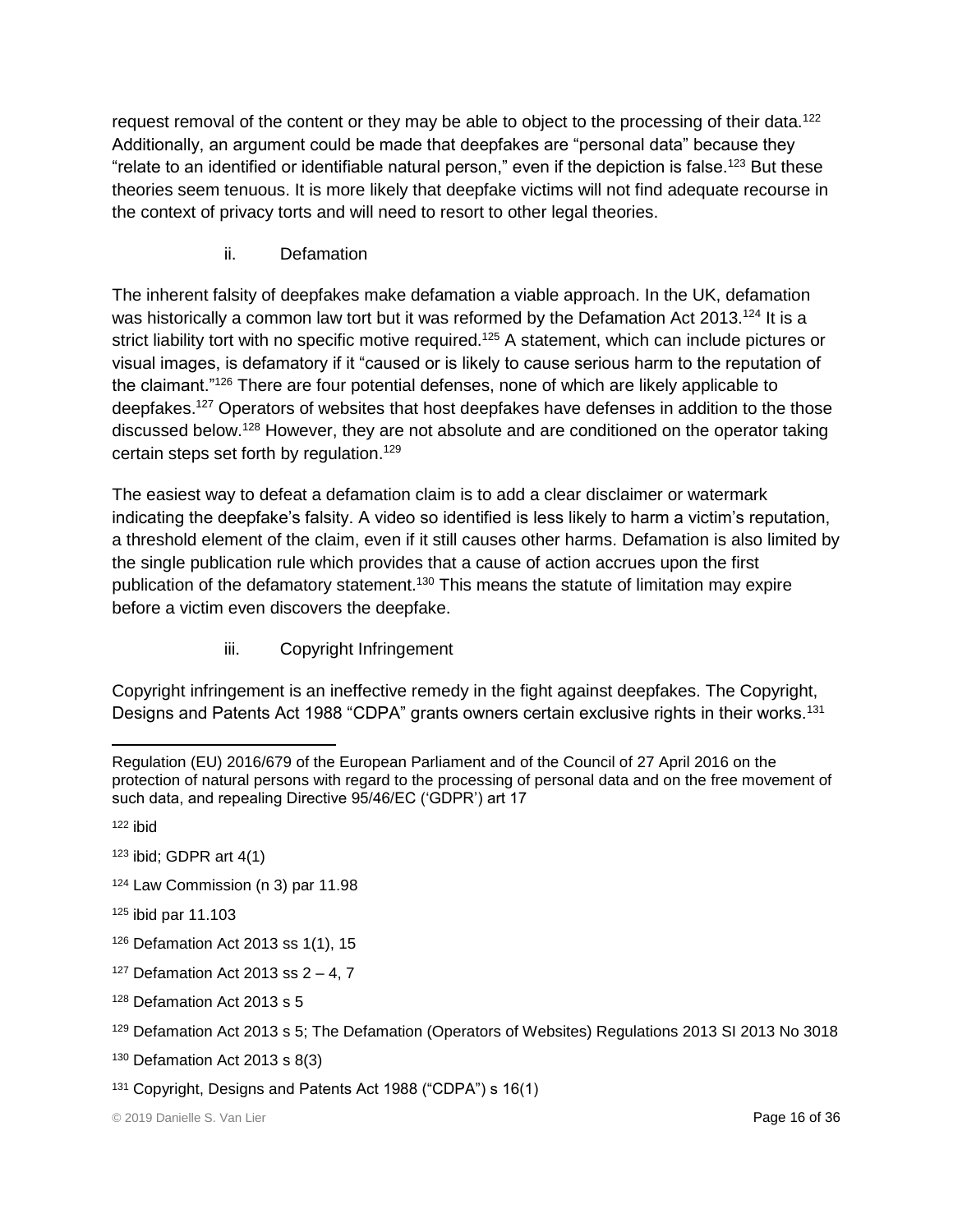request removal of the content or they may be able to object to the processing of their data.[122] Additionally, an argument could be made that deepfakes are "personal data" because they "relate to an identified or identifiable natural person," even if the depiction is false.[123] But these theories seem tenuous. It is more likely that deepfake victims will not find adequate recourse in the context of privacy torts and will need to resort to other legal theories.

### ii. Defamation

The inherent falsity of deepfakes make defamation a viable approach. In the UK, defamation was historically a common law tort but it was reformed by the Defamation Act 2013.[124] It is a strict liability tort with no specific motive required.[125] A statement, which can include pictures or visual images, is defamatory if it "caused or is likely to cause serious harm to the reputation of the claimant."[126] There are four potential defenses, none of which are likely applicable to deepfakes.[127] Operators of websites that host deepfakes have defenses in addition to the those discussed below.[128] However, they are not absolute and are conditioned on the operator taking certain steps set forth by regulation.[129]

The easiest way to defeat a defamation claim is to add a clear disclaimer or watermark indicating the deepfake's falsity. A video so identified is less likely to harm a victim's reputation, a threshold element of the claim, even if it still causes other harms. Defamation is also limited by the single publication rule which provides that a cause of action accrues upon the first publication of the defamatory statement.[130] This means the statute of limitation may expire before a victim even discovers the deepfake.

### iii. Copyright Infringement

Copyright infringement is an ineffective remedy in the fight against deepfakes. The Copyright, Designs and Patents Act 1988 "CDPA" grants owners certain exclusive rights in their works.[131]

---

Regulation (EU) 2016/679 of the European Parliament and of the Council of 27 April 2016 on the protection of natural persons with regard to the processing of personal data and on the free movement of such data, and repealing Directive 95/46/EC ('GDPR') art 17

[122] ibid

[123] ibid; GDPR art 4(1)

[124] Law Commission (n 3) par 11.98

[125] ibid par 11.103

[126] Defamation Act 2013 ss 1(1), 15

[127] Defamation Act 2013 ss 2 – 4, 7

[128] Defamation Act 2013 s 5

[129] Defamation Act 2013 s 5; The Defamation (Operators of Websites) Regulations 2013 SI 2013 No 3018

[130] Defamation Act 2013 s 8(3)

[131] Copyright, Designs and Patents Act 1988 ("CDPA") s 16(1)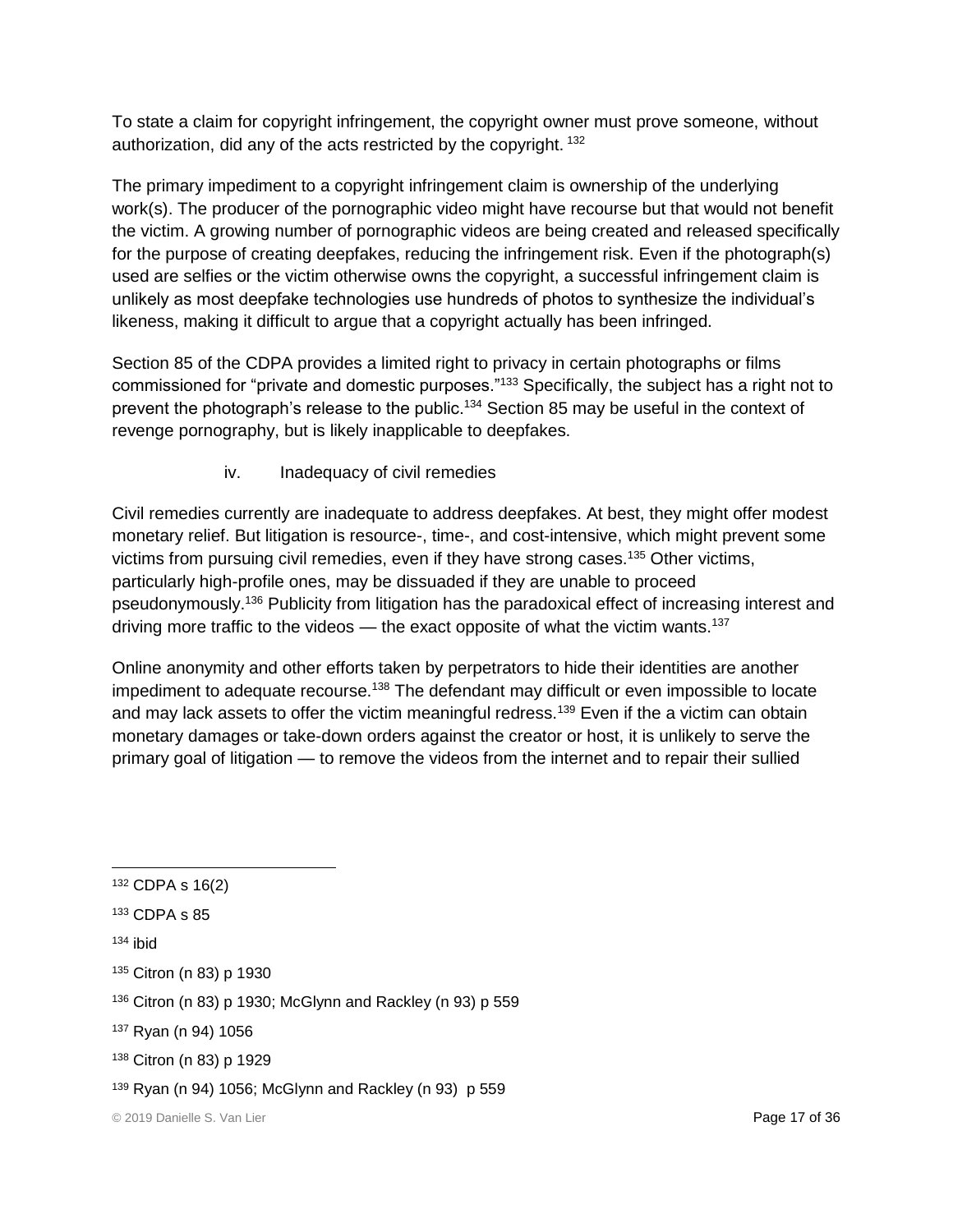To state a claim for copyright infringement, the copyright owner must prove someone, without authorization, did any of the acts restricted by the copyright.[132]

The primary impediment to a copyright infringement claim is ownership of the underlying work(s). The producer of the pornographic video might have recourse but that would not benefit the victim. A growing number of pornographic videos are being created and released specifically for the purpose of creating deepfakes, reducing the infringement risk. Even if the photograph(s) used are selfies or the victim otherwise owns the copyright, a successful infringement claim is unlikely as most deepfake technologies use hundreds of photos to synthesize the individual's likeness, making it difficult to argue that a copyright actually has been infringed.

Section 85 of the CDPA provides a limited right to privacy in certain photographs or films commissioned for "private and domestic purposes."[133] Specifically, the subject has a right not to prevent the photograph's release to the public.[134] Section 85 may be useful in the context of revenge pornography, but is likely inapplicable to deepfakes.

#### iv. Inadequacy of civil remedies

Civil remedies currently are inadequate to address deepfakes. At best, they might offer modest monetary relief. But litigation is resource-, time-, and cost-intensive, which might prevent some victims from pursuing civil remedies, even if they have strong cases.[135] Other victims, particularly high-profile ones, may be dissuaded if they are unable to proceed pseudonymously.[136] Publicity from litigation has the paradoxical effect of increasing interest and driving more traffic to the videos — the exact opposite of what the victim wants.[137]

Online anonymity and other efforts taken by perpetrators to hide their identities are another impediment to adequate recourse.[138] The defendant may difficult or even impossible to locate and may lack assets to offer the victim meaningful redress.[139] Even if the a victim can obtain monetary damages or take-down orders against the creator or host, it is unlikely to serve the primary goal of litigation — to remove the videos from the internet and to repair their sullied

---

[132] CDPA s 16(2)

[133] CDPA s 85

[134] ibid

[135] Citron (n 83) p 1930

[136] Citron (n 83) p 1930; McGlynn and Rackley (n 93) p 559

[137] Ryan (n 94) 1056

[138] Citron (n 83) p 1929

[139] Ryan (n 94) 1056; McGlynn and Rackley (n 93) p 559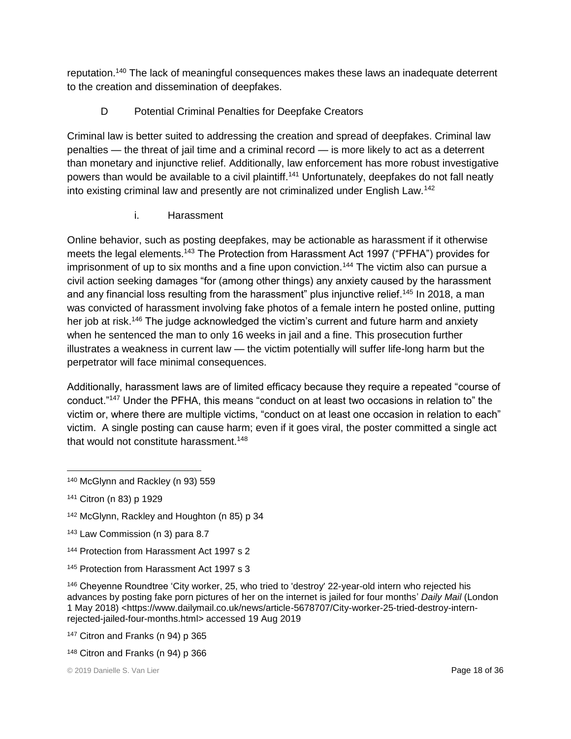reputation.[140] The lack of meaningful consequences makes these laws an inadequate deterrent to the creation and dissemination of deepfakes.

### D Potential Criminal Penalties for Deepfake Creators

Criminal law is better suited to addressing the creation and spread of deepfakes. Criminal law penalties — the threat of jail time and a criminal record — is more likely to act as a deterrent than monetary and injunctive relief. Additionally, law enforcement has more robust investigative powers than would be available to a civil plaintiff.[141] Unfortunately, deepfakes do not fall neatly into existing criminal law and presently are not criminalized under English Law.[142]

#### i. Harassment

Online behavior, such as posting deepfakes, may be actionable as harassment if it otherwise meets the legal elements.[143] The Protection from Harassment Act 1997 ("PFHA") provides for imprisonment of up to six months and a fine upon conviction.[144] The victim also can pursue a civil action seeking damages "for (among other things) any anxiety caused by the harassment and any financial loss resulting from the harassment" plus injunctive relief.[145] In 2018, a man was convicted of harassment involving fake photos of a female intern he posted online, putting her job at risk.[146] The judge acknowledged the victim's current and future harm and anxiety when he sentenced the man to only 16 weeks in jail and a fine. This prosecution further illustrates a weakness in current law — the victim potentially will suffer life-long harm but the perpetrator will face minimal consequences.

Additionally, harassment laws are of limited efficacy because they require a repeated "course of conduct."[147] Under the PFHA, this means "conduct on at least two occasions in relation to" the victim or, where there are multiple victims, "conduct on at least one occasion in relation to each" victim. A single posting can cause harm; even if it goes viral, the poster committed a single act that would not constitute harassment.[148]

---

[140] McGlynn and Rackley (n 93) 559

[141] Citron (n 83) p 1929

[142] McGlynn, Rackley and Houghton (n 85) p 34

[143] Law Commission (n 3) para 8.7

[144] Protection from Harassment Act 1997 s 2

[145] Protection from Harassment Act 1997 s 3

[146] Cheyenne Roundtree 'City worker, 25, who tried to 'destroy' 22-year-old intern who rejected his advances by posting fake porn pictures of her on the internet is jailed for four months' *Daily Mail* (London 1 May 2018) <https://www.dailymail.co.uk/news/article-5678707/City-worker-25-tried-destroy-intern-rejected-jailed-four-months.html> accessed 19 Aug 2019

[147] Citron and Franks (n 94) p 365

[148] Citron and Franks (n 94) p 366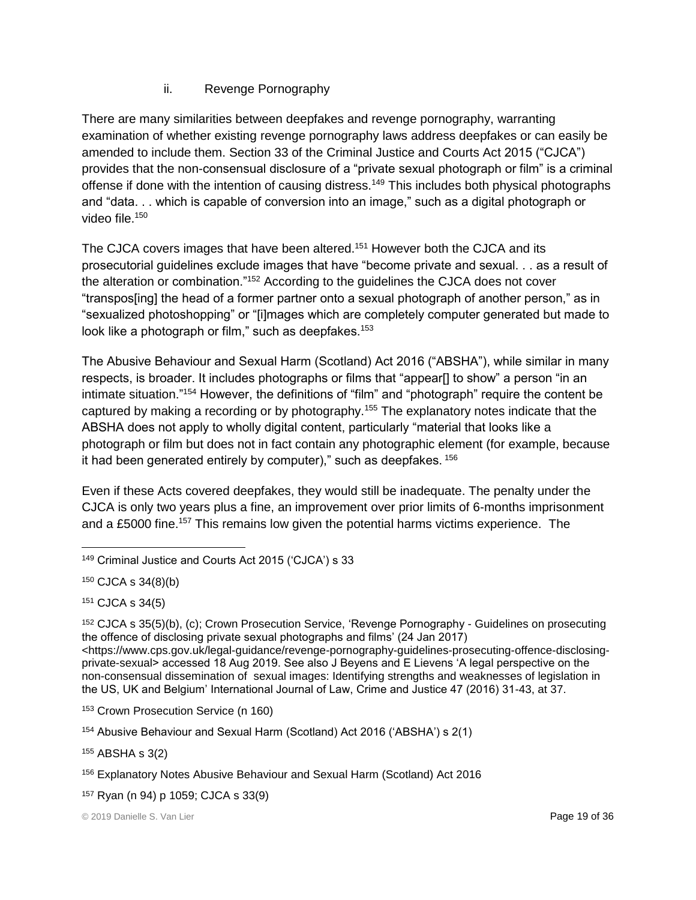### ii. Revenge Pornography

There are many similarities between deepfakes and revenge pornography, warranting examination of whether existing revenge pornography laws address deepfakes or can easily be amended to include them. Section 33 of the Criminal Justice and Courts Act 2015 ("CJCA") provides that the non-consensual disclosure of a "private sexual photograph or film" is a criminal offense if done with the intention of causing distress.[149] This includes both physical photographs and "data. . . which is capable of conversion into an image," such as a digital photograph or video file.[150]

The CJCA covers images that have been altered.[151] However both the CJCA and its prosecutorial guidelines exclude images that have "become private and sexual. . . as a result of the alteration or combination."[152] According to the guidelines the CJCA does not cover "transpos[ing] the head of a former partner onto a sexual photograph of another person," as in "sexualized photoshopping" or "[i]mages which are completely computer generated but made to look like a photograph or film," such as deepfakes.[153]

The Abusive Behaviour and Sexual Harm (Scotland) Act 2016 ("ABSHA"), while similar in many respects, is broader. It includes photographs or films that "appear[] to show" a person "in an intimate situation."[154] However, the definitions of "film" and "photograph" require the content be captured by making a recording or by photography.[155] The explanatory notes indicate that the ABSHA does not apply to wholly digital content, particularly "material that looks like a photograph or film but does not in fact contain any photographic element (for example, because it had been generated entirely by computer)," such as deepfakes.[156]

Even if these Acts covered deepfakes, they would still be inadequate. The penalty under the CJCA is only two years plus a fine, an improvement over prior limits of 6-months imprisonment and a £5000 fine.[157] This remains low given the potential harms victims experience. The

---

[149] Criminal Justice and Courts Act 2015 ('CJCA') s 33

[150] CJCA s 34(8)(b)

[151] CJCA s 34(5)

[152] CJCA s 35(5)(b), (c); Crown Prosecution Service, 'Revenge Pornography - Guidelines on prosecuting the offence of disclosing private sexual photographs and films' (24 Jan 2017) <https://www.cps.gov.uk/legal-guidance/revenge-pornography-guidelines-prosecuting-offence-disclosing-private-sexual> accessed 18 Aug 2019. See also J Beyens and E Lievens 'A legal perspective on the non-consensual dissemination of sexual images: Identifying strengths and weaknesses of legislation in the US, UK and Belgium' International Journal of Law, Crime and Justice 47 (2016) 31-43, at 37.

[153] Crown Prosecution Service (n 160)

[154] Abusive Behaviour and Sexual Harm (Scotland) Act 2016 ('ABSHA') s 2(1)

[155] ABSHA s 3(2)

[156] Explanatory Notes Abusive Behaviour and Sexual Harm (Scotland) Act 2016

[157] Ryan (n 94) p 1059; CJCA s 33(9)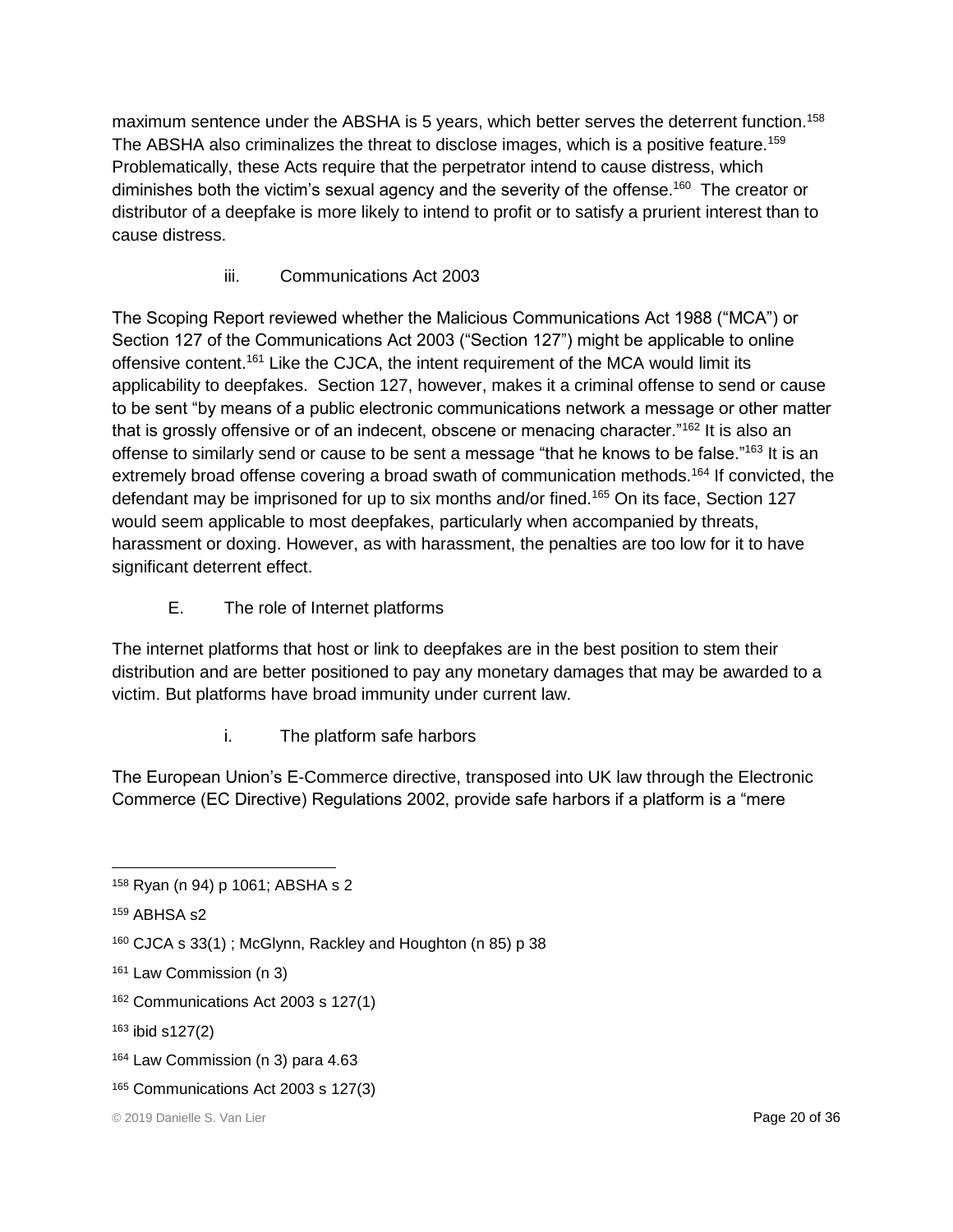maximum sentence under the ABSHA is 5 years, which better serves the deterrent function.[158] The ABSHA also criminalizes the threat to disclose images, which is a positive feature.[159] Problematically, these Acts require that the perpetrator intend to cause distress, which diminishes both the victim's sexual agency and the severity of the offense.[160] The creator or distributor of a deepfake is more likely to intend to profit or to satisfy a prurient interest than to cause distress.

#### iii. Communications Act 2003

The Scoping Report reviewed whether the Malicious Communications Act 1988 ("MCA") or Section 127 of the Communications Act 2003 ("Section 127") might be applicable to online offensive content.[161] Like the CJCA, the intent requirement of the MCA would limit its applicability to deepfakes. Section 127, however, makes it a criminal offense to send or cause to be sent "by means of a public electronic communications network a message or other matter that is grossly offensive or of an indecent, obscene or menacing character."[162] It is also an offense to similarly send or cause to be sent a message "that he knows to be false."[163] It is an extremely broad offense covering a broad swath of communication methods.[164] If convicted, the defendant may be imprisoned for up to six months and/or fined.[165] On its face, Section 127 would seem applicable to most deepfakes, particularly when accompanied by threats, harassment or doxing. However, as with harassment, the penalties are too low for it to have significant deterrent effect.

### E. The role of Internet platforms

The internet platforms that host or link to deepfakes are in the best position to stem their distribution and are better positioned to pay any monetary damages that may be awarded to a victim. But platforms have broad immunity under current law.

#### i. The platform safe harbors

The European Union's E-Commerce directive, transposed into UK law through the Electronic Commerce (EC Directive) Regulations 2002, provide safe harbors if a platform is a "mere

---

[158] Ryan (n 94) p 1061; ABSHA s 2

[159] ABHSA s2

[160] CJCA s 33(1) ; McGlynn, Rackley and Houghton (n 85) p 38

[161] Law Commission (n 3)

[162] Communications Act 2003 s 127(1)

[163] ibid s127(2)

[164] Law Commission (n 3) para 4.63

[165] Communications Act 2003 s 127(3)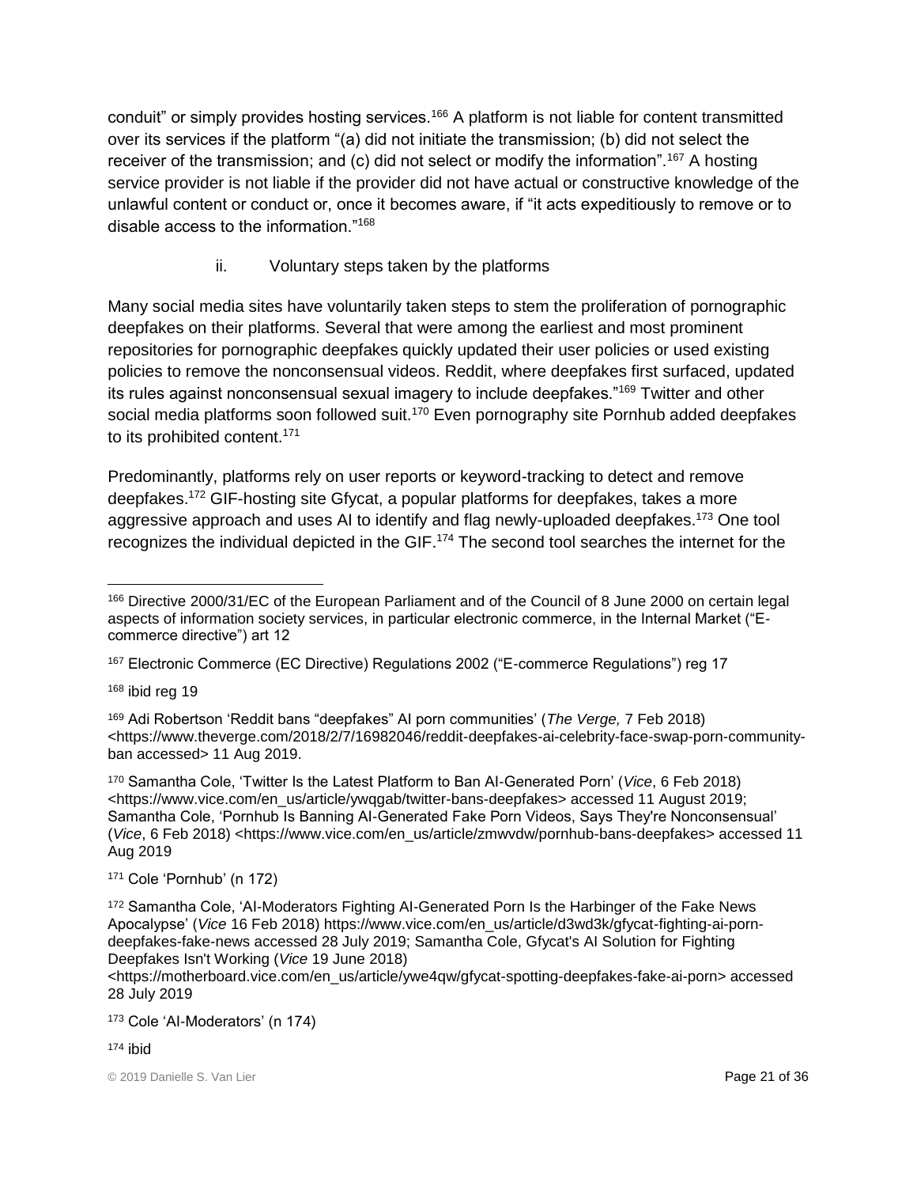conduit" or simply provides hosting services.[166] A platform is not liable for content transmitted over its services if the platform "(a) did not initiate the transmission; (b) did not select the receiver of the transmission; and (c) did not select or modify the information".[167] A hosting service provider is not liable if the provider did not have actual or constructive knowledge of the unlawful content or conduct or, once it becomes aware, if "it acts expeditiously to remove or to disable access to the information."[168]

#### ii. Voluntary steps taken by the platforms

Many social media sites have voluntarily taken steps to stem the proliferation of pornographic deepfakes on their platforms. Several that were among the earliest and most prominent repositories for pornographic deepfakes quickly updated their user policies or used existing policies to remove the nonconsensual videos. Reddit, where deepfakes first surfaced, updated its rules against nonconsensual sexual imagery to include deepfakes."[169] Twitter and other social media platforms soon followed suit.[170] Even pornography site Pornhub added deepfakes to its prohibited content.[171]

Predominantly, platforms rely on user reports or keyword-tracking to detect and remove deepfakes.[172] GIF-hosting site Gfycat, a popular platforms for deepfakes, takes a more aggressive approach and uses AI to identify and flag newly-uploaded deepfakes.[173] One tool recognizes the individual depicted in the GIF.[174] The second tool searches the internet for the

---

[166] Directive 2000/31/EC of the European Parliament and of the Council of 8 June 2000 on certain legal aspects of information society services, in particular electronic commerce, in the Internal Market ("E-commerce directive") art 12

[167] Electronic Commerce (EC Directive) Regulations 2002 ("E-commerce Regulations") reg 17

[168] ibid reg 19

[169] Adi Robertson 'Reddit bans "deepfakes" AI porn communities' (*The Verge,* 7 Feb 2018) <https://www.theverge.com/2018/2/7/16982046/reddit-deepfakes-ai-celebrity-face-swap-porn-community-ban accessed> 11 Aug 2019.

[170] Samantha Cole, 'Twitter Is the Latest Platform to Ban AI-Generated Porn' (*Vice*, 6 Feb 2018) <https://www.vice.com/en_us/article/ywqgab/twitter-bans-deepfakes> accessed 11 August 2019; Samantha Cole, 'Pornhub Is Banning AI-Generated Fake Porn Videos, Says They're Nonconsensual' (*Vice*, 6 Feb 2018) <https://www.vice.com/en_us/article/zmwvdw/pornhub-bans-deepfakes> accessed 11 Aug 2019

[171] Cole 'Pornhub' (n 172)

[172] Samantha Cole, 'AI-Moderators Fighting AI-Generated Porn Is the Harbinger of the Fake News Apocalypse' (*Vice* 16 Feb 2018) https://www.vice.com/en_us/article/d3wd3k/gfycat-fighting-ai-porn-deepfakes-fake-news accessed 28 July 2019; Samantha Cole, Gfycat's AI Solution for Fighting Deepfakes Isn't Working (*Vice* 19 June 2018) <https://motherboard.vice.com/en_us/article/ywe4qw/gfycat-spotting-deepfakes-fake-ai-porn> accessed 28 July 2019

[173] Cole 'AI-Moderators' (n 174)

[174] ibid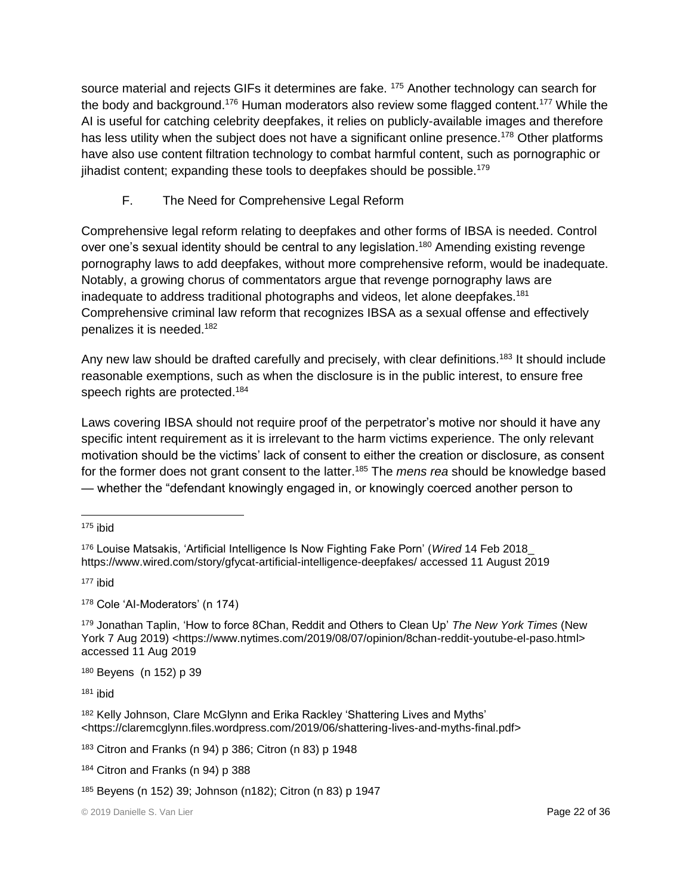source material and rejects GIFs it determines are fake. [175] Another technology can search for the body and background.[176] Human moderators also review some flagged content.[177] While the AI is useful for catching celebrity deepfakes, it relies on publicly-available images and therefore has less utility when the subject does not have a significant online presence.[178] Other platforms have also use content filtration technology to combat harmful content, such as pornographic or jihadist content; expanding these tools to deepfakes should be possible.[179]

### F. The Need for Comprehensive Legal Reform

Comprehensive legal reform relating to deepfakes and other forms of IBSA is needed. Control over one's sexual identity should be central to any legislation.[180] Amending existing revenge pornography laws to add deepfakes, without more comprehensive reform, would be inadequate. Notably, a growing chorus of commentators argue that revenge pornography laws are inadequate to address traditional photographs and videos, let alone deepfakes.[181] Comprehensive criminal law reform that recognizes IBSA as a sexual offense and effectively penalizes it is needed.[182]

Any new law should be drafted carefully and precisely, with clear definitions.[183] It should include reasonable exemptions, such as when the disclosure is in the public interest, to ensure free speech rights are protected.[184]

Laws covering IBSA should not require proof of the perpetrator's motive nor should it have any specific intent requirement as it is irrelevant to the harm victims experience. The only relevant motivation should be the victims' lack of consent to either the creation or disclosure, as consent for the former does not grant consent to the latter.[185] The *mens rea* should be knowledge based — whether the "defendant knowingly engaged in, or knowingly coerced another person to

---

[175] ibid

[176] Louise Matsakis, 'Artificial Intelligence Is Now Fighting Fake Porn' (*Wired* 14 Feb 2018_ https://www.wired.com/story/gfycat-artificial-intelligence-deepfakes/ accessed 11 August 2019

[177] ibid

[178] Cole 'AI-Moderators' (n 174)

[179] Jonathan Taplin, 'How to force 8Chan, Reddit and Others to Clean Up' *The New York Times* (New York 7 Aug 2019) <https://www.nytimes.com/2019/08/07/opinion/8chan-reddit-youtube-el-paso.html> accessed 11 Aug 2019

[180] Beyens (n 152) p 39

[181] ibid

[182] Kelly Johnson, Clare McGlynn and Erika Rackley 'Shattering Lives and Myths' <https://claremcglynn.files.wordpress.com/2019/06/shattering-lives-and-myths-final.pdf>

[183] Citron and Franks (n 94) p 386; Citron (n 83) p 1948

[184] Citron and Franks (n 94) p 388

[185] Beyens (n 152) 39; Johnson (n182); Citron (n 83) p 1947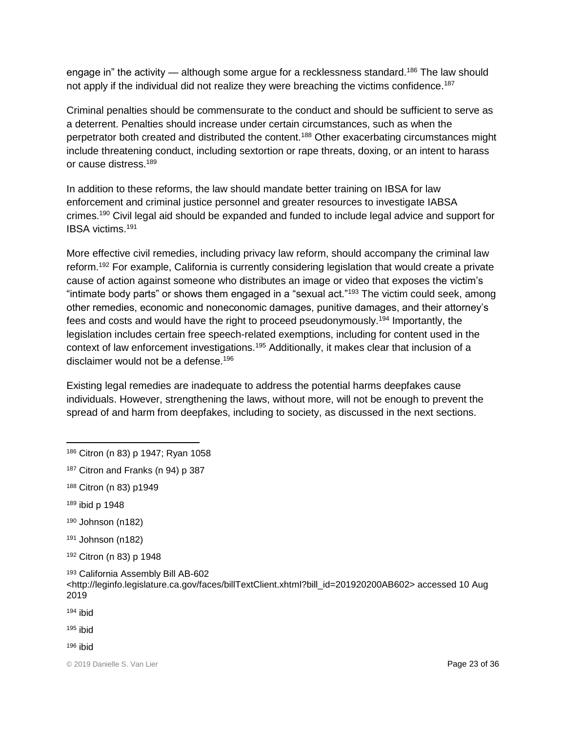engage in" the activity — although some argue for a recklessness standard.[186] The law should not apply if the individual did not realize they were breaching the victims confidence.[187]

Criminal penalties should be commensurate to the conduct and should be sufficient to serve as a deterrent. Penalties should increase under certain circumstances, such as when the perpetrator both created and distributed the content.[188] Other exacerbating circumstances might include threatening conduct, including sextortion or rape threats, doxing, or an intent to harass or cause distress.[189]

In addition to these reforms, the law should mandate better training on IBSA for law enforcement and criminal justice personnel and greater resources to investigate IABSA crimes.[190] Civil legal aid should be expanded and funded to include legal advice and support for IBSA victims.[191]

More effective civil remedies, including privacy law reform, should accompany the criminal law reform.[192] For example, California is currently considering legislation that would create a private cause of action against someone who distributes an image or video that exposes the victim's "intimate body parts" or shows them engaged in a "sexual act."[193] The victim could seek, among other remedies, economic and noneconomic damages, punitive damages, and their attorney's fees and costs and would have the right to proceed pseudonymously.[194] Importantly, the legislation includes certain free speech-related exemptions, including for content used in the context of law enforcement investigations.[195] Additionally, it makes clear that inclusion of a disclaimer would not be a defense.[196]

Existing legal remedies are inadequate to address the potential harms deepfakes cause individuals. However, strengthening the laws, without more, will not be enough to prevent the spread of and harm from deepfakes, including to society, as discussed in the next sections.

---

[186] Citron (n 83) p 1947; Ryan 1058

[187] Citron and Franks (n 94) p 387

[188] Citron (n 83) p1949

[189] ibid p 1948

[190] Johnson (n182)

[191] Johnson (n182)

[192] Citron (n 83) p 1948

[193] California Assembly Bill AB-602 <http://leginfo.legislature.ca.gov/faces/billTextClient.xhtml?bill_id=201920200AB602> accessed 10 Aug 2019

[194] ibid

[195] ibid

[196] ibid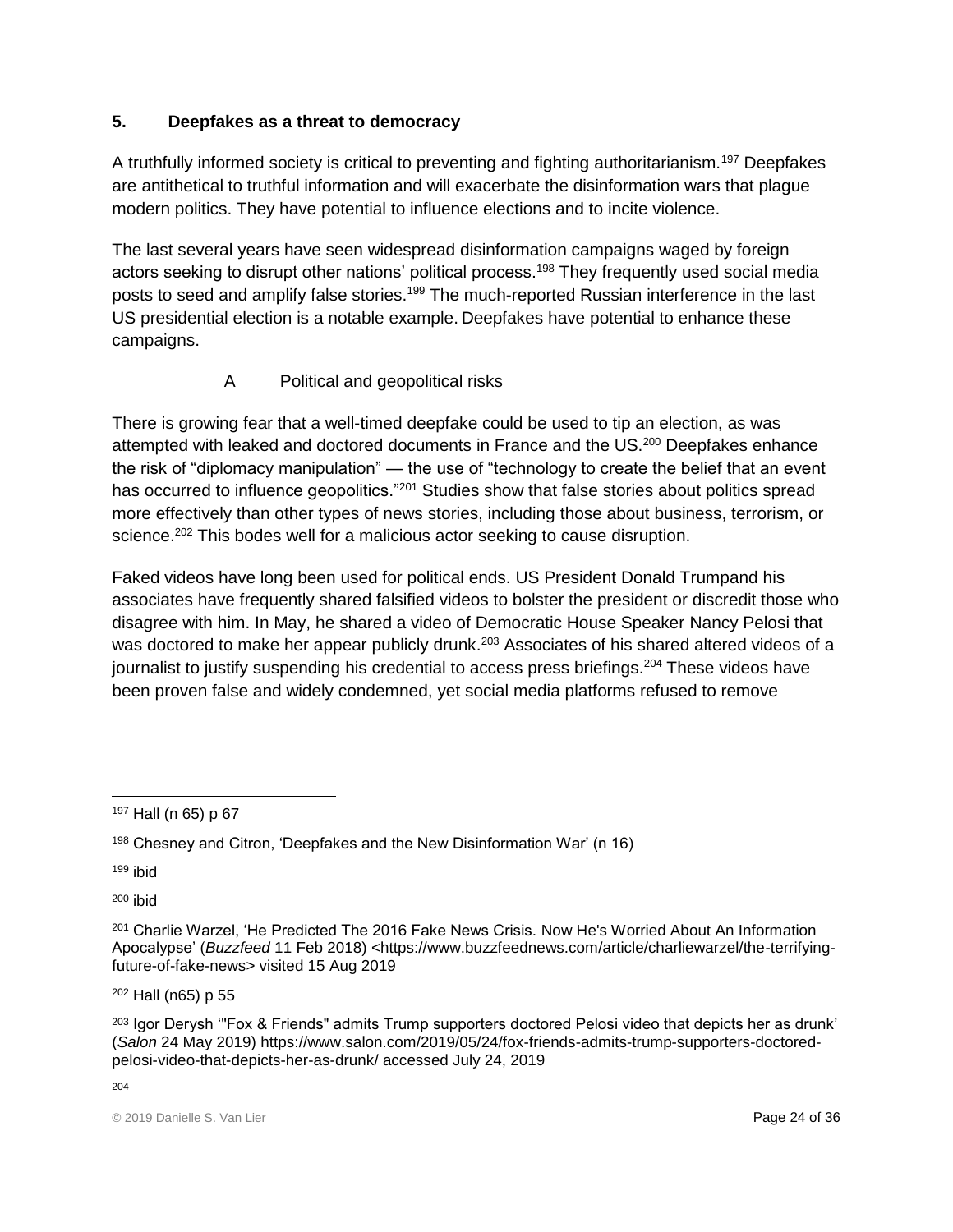## 5. Deepfakes as a threat to democracy

A truthfully informed society is critical to preventing and fighting authoritarianism.[197] Deepfakes are antithetical to truthful information and will exacerbate the disinformation wars that plague modern politics. They have potential to influence elections and to incite violence.

The last several years have seen widespread disinformation campaigns waged by foreign actors seeking to disrupt other nations' political process.[198] They frequently used social media posts to seed and amplify false stories.[199] The much-reported Russian interference in the last US presidential election is a notable example. Deepfakes have potential to enhance these campaigns.

### A Political and geopolitical risks

There is growing fear that a well-timed deepfake could be used to tip an election, as was attempted with leaked and doctored documents in France and the US.[200] Deepfakes enhance the risk of "diplomacy manipulation" — the use of "technology to create the belief that an event has occurred to influence geopolitics."[201] Studies show that false stories about politics spread more effectively than other types of news stories, including those about business, terrorism, or science.[202] This bodes well for a malicious actor seeking to cause disruption.

Faked videos have long been used for political ends. US President Donald Trumpand his associates have frequently shared falsified videos to bolster the president or discredit those who disagree with him. In May, he shared a video of Democratic House Speaker Nancy Pelosi that was doctored to make her appear publicly drunk.[203] Associates of his shared altered videos of a journalist to justify suspending his credential to access press briefings.[204] These videos have been proven false and widely condemned, yet social media platforms refused to remove

---

[197] Hall (n 65) p 67

[198] Chesney and Citron, 'Deepfakes and the New Disinformation War' (n 16)

[199] ibid

[200] ibid

[201] Charlie Warzel, 'He Predicted The 2016 Fake News Crisis. Now He's Worried About An Information Apocalypse' (*Buzzfeed* 11 Feb 2018) <https://www.buzzfeednews.com/article/charliewarzel/the-terrifying-future-of-fake-news> visited 15 Aug 2019

[202] Hall (n65) p 55

[203] Igor Derysh '"Fox & Friends" admits Trump supporters doctored Pelosi video that depicts her as drunk' (*Salon* 24 May 2019) https://www.salon.com/2019/05/24/fox-friends-admits-trump-supporters-doctored-pelosi-video-that-depicts-her-as-drunk/ accessed July 24, 2019

[204]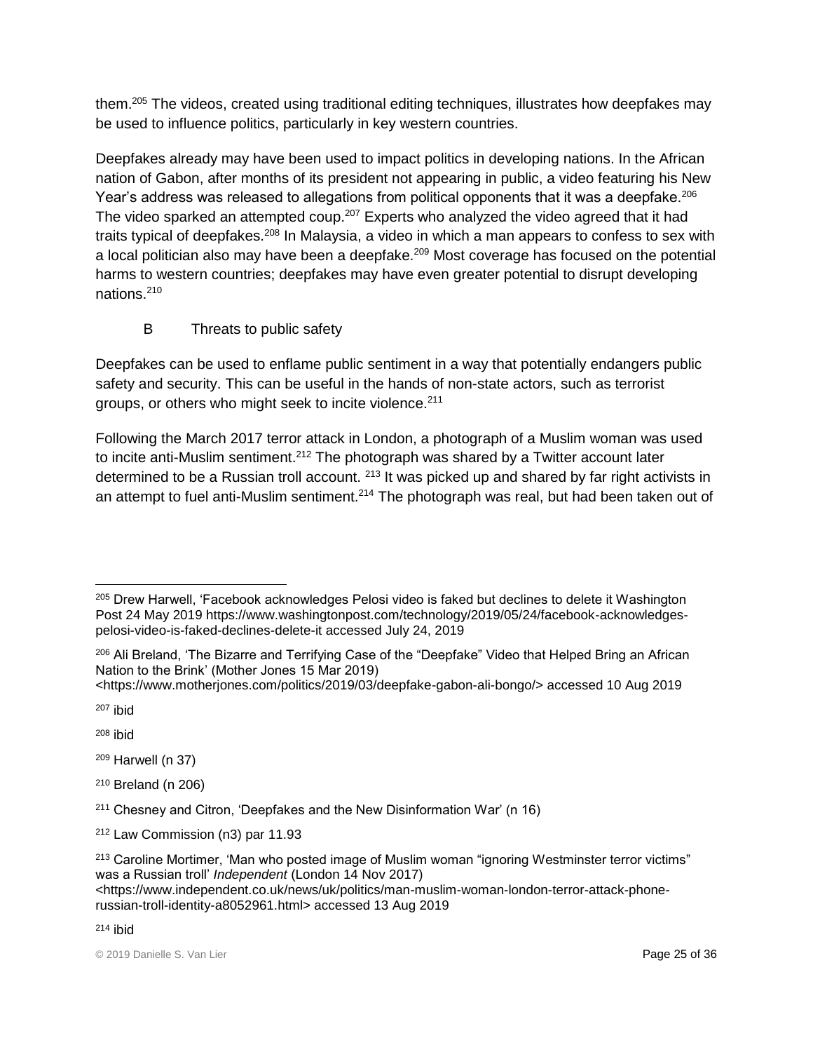them.[205] The videos, created using traditional editing techniques, illustrates how deepfakes may be used to influence politics, particularly in key western countries.

Deepfakes already may have been used to impact politics in developing nations. In the African nation of Gabon, after months of its president not appearing in public, a video featuring his New Year's address was released to allegations from political opponents that it was a deepfake.[206] The video sparked an attempted coup.[207] Experts who analyzed the video agreed that it had traits typical of deepfakes.[208] In Malaysia, a video in which a man appears to confess to sex with a local politician also may have been a deepfake.[209] Most coverage has focused on the potential harms to western countries; deepfakes may have even greater potential to disrupt developing nations.[210]

### B Threats to public safety

Deepfakes can be used to enflame public sentiment in a way that potentially endangers public safety and security. This can be useful in the hands of non-state actors, such as terrorist groups, or others who might seek to incite violence.[211]

Following the March 2017 terror attack in London, a photograph of a Muslim woman was used to incite anti-Muslim sentiment.[212] The photograph was shared by a Twitter account later determined to be a Russian troll account. [213] It was picked up and shared by far right activists in an attempt to fuel anti-Muslim sentiment.[214] The photograph was real, but had been taken out of

---

[205] Drew Harwell, 'Facebook acknowledges Pelosi video is faked but declines to delete it Washington Post 24 May 2019 https://www.washingtonpost.com/technology/2019/05/24/facebook-acknowledges-pelosi-video-is-faked-declines-delete-it accessed July 24, 2019

[206] Ali Breland, 'The Bizarre and Terrifying Case of the "Deepfake" Video that Helped Bring an African Nation to the Brink' (Mother Jones 15 Mar 2019) <https://www.motherjones.com/politics/2019/03/deepfake-gabon-ali-bongo/> accessed 10 Aug 2019

[207] ibid

[208] ibid

[209] Harwell (n 37)

[210] Breland (n 206)

[211] Chesney and Citron, 'Deepfakes and the New Disinformation War' (n 16)

[212] Law Commission (n3) par 11.93

[213] Caroline Mortimer, 'Man who posted image of Muslim woman "ignoring Westminster terror victims" was a Russian troll' *Independent* (London 14 Nov 2017) <https://www.independent.co.uk/news/uk/politics/man-muslim-woman-london-terror-attack-phone-russian-troll-identity-a8052961.html> accessed 13 Aug 2019

[214] ibid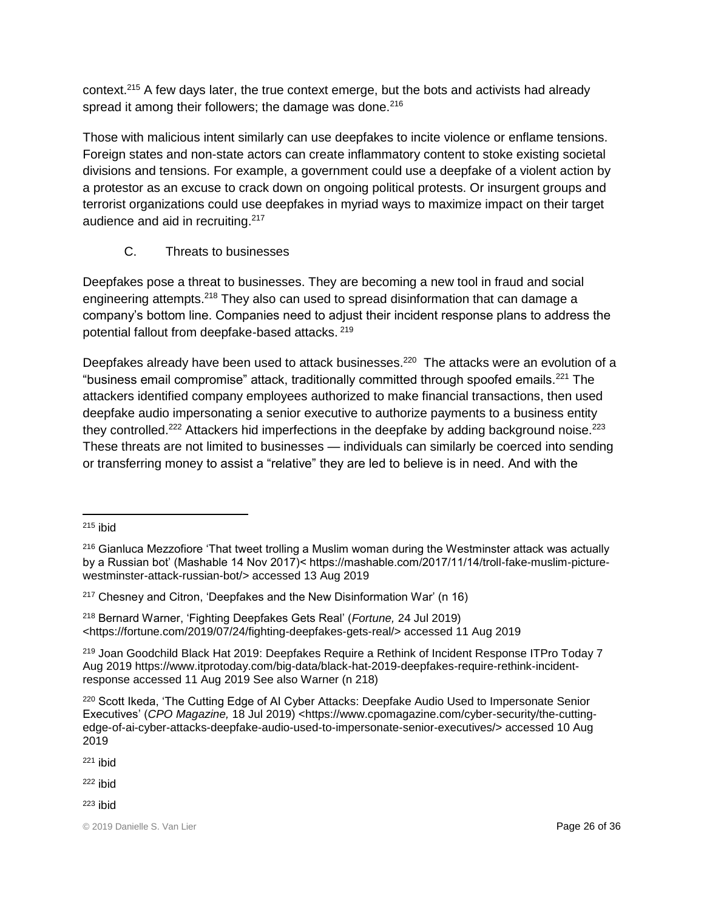context.[215] A few days later, the true context emerge, but the bots and activists had already spread it among their followers; the damage was done.[216]

Those with malicious intent similarly can use deepfakes to incite violence or enflame tensions. Foreign states and non-state actors can create inflammatory content to stoke existing societal divisions and tensions. For example, a government could use a deepfake of a violent action by a protestor as an excuse to crack down on ongoing political protests. Or insurgent groups and terrorist organizations could use deepfakes in myriad ways to maximize impact on their target audience and aid in recruiting.[217]

### C. Threats to businesses

Deepfakes pose a threat to businesses. They are becoming a new tool in fraud and social engineering attempts.[218] They also can used to spread disinformation that can damage a company's bottom line. Companies need to adjust their incident response plans to address the potential fallout from deepfake-based attacks. [219]

Deepfakes already have been used to attack businesses.[220] The attacks were an evolution of a "business email compromise" attack, traditionally committed through spoofed emails.[221] The attackers identified company employees authorized to make financial transactions, then used deepfake audio impersonating a senior executive to authorize payments to a business entity they controlled.[222] Attackers hid imperfections in the deepfake by adding background noise.[223] These threats are not limited to businesses — individuals can similarly be coerced into sending or transferring money to assist a "relative" they are led to believe is in need. And with the

---

[215] ibid

[216] Gianluca Mezzofiore 'That tweet trolling a Muslim woman during the Westminster attack was actually by a Russian bot' (Mashable 14 Nov 2017)< https://mashable.com/2017/11/14/troll-fake-muslim-picture-westminster-attack-russian-bot/> accessed 13 Aug 2019

[217] Chesney and Citron, 'Deepfakes and the New Disinformation War' (n 16)

[218] Bernard Warner, 'Fighting Deepfakes Gets Real' (*Fortune,* 24 Jul 2019) <https://fortune.com/2019/07/24/fighting-deepfakes-gets-real/> accessed 11 Aug 2019

[219] Joan Goodchild Black Hat 2019: Deepfakes Require a Rethink of Incident Response ITPro Today 7 Aug 2019 https://www.itprotoday.com/big-data/black-hat-2019-deepfakes-require-rethink-incident-response accessed 11 Aug 2019 See also Warner (n 218)

[220] Scott Ikeda, 'The Cutting Edge of AI Cyber Attacks: Deepfake Audio Used to Impersonate Senior Executives' (*CPO Magazine,* 18 Jul 2019) <https://www.cpomagazine.com/cyber-security/the-cutting-edge-of-ai-cyber-attacks-deepfake-audio-used-to-impersonate-senior-executives/> accessed 10 Aug 2019

[221] ibid

[222] ibid

[223] ibid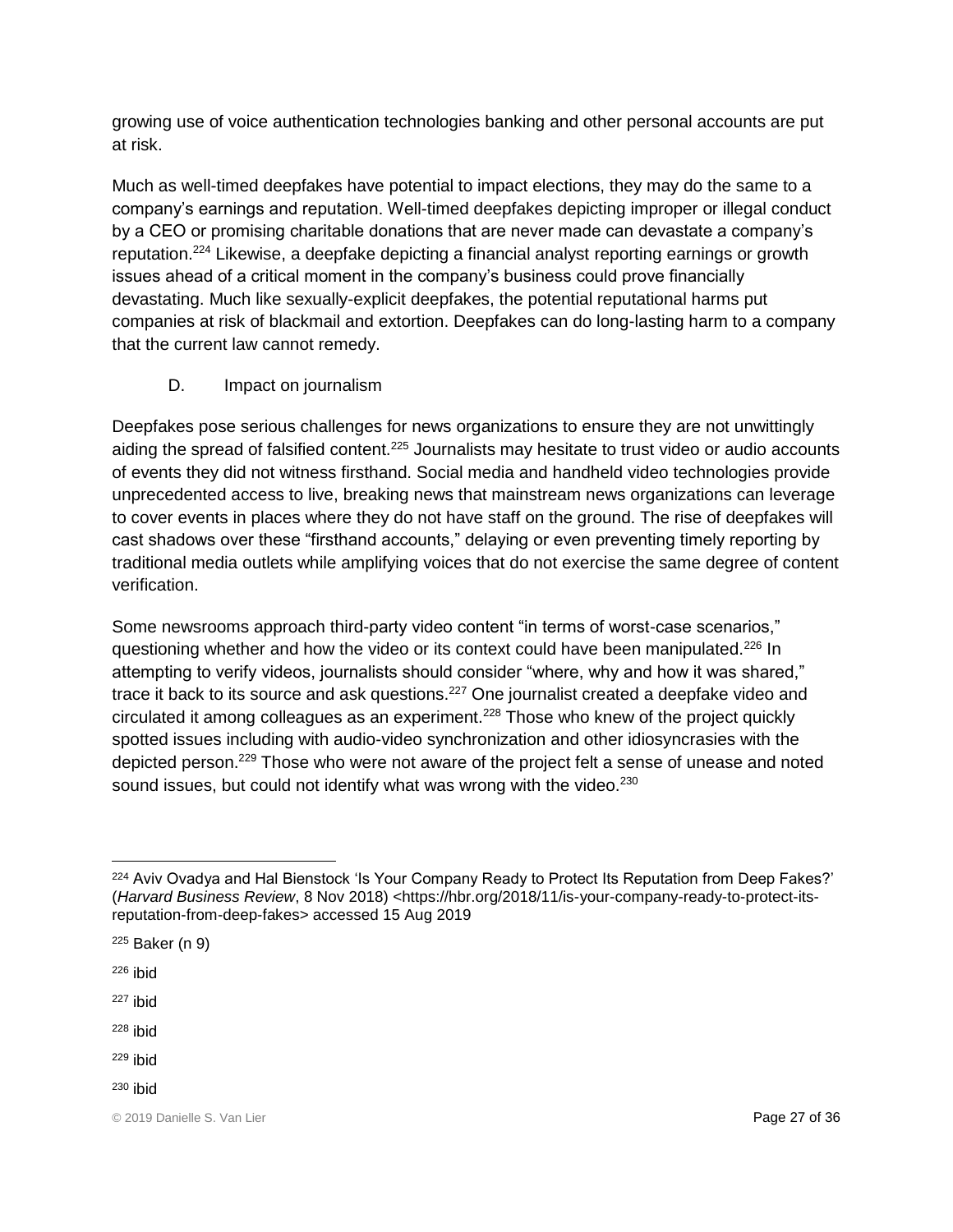growing use of voice authentication technologies banking and other personal accounts are put at risk.

Much as well-timed deepfakes have potential to impact elections, they may do the same to a company's earnings and reputation. Well-timed deepfakes depicting improper or illegal conduct by a CEO or promising charitable donations that are never made can devastate a company's reputation.[224] Likewise, a deepfake depicting a financial analyst reporting earnings or growth issues ahead of a critical moment in the company's business could prove financially devastating. Much like sexually-explicit deepfakes, the potential reputational harms put companies at risk of blackmail and extortion. Deepfakes can do long-lasting harm to a company that the current law cannot remedy.

### D. Impact on journalism

Deepfakes pose serious challenges for news organizations to ensure they are not unwittingly aiding the spread of falsified content.[225] Journalists may hesitate to trust video or audio accounts of events they did not witness firsthand. Social media and handheld video technologies provide unprecedented access to live, breaking news that mainstream news organizations can leverage to cover events in places where they do not have staff on the ground. The rise of deepfakes will cast shadows over these "firsthand accounts," delaying or even preventing timely reporting by traditional media outlets while amplifying voices that do not exercise the same degree of content verification.

Some newsrooms approach third-party video content "in terms of worst-case scenarios," questioning whether and how the video or its context could have been manipulated.[226] In attempting to verify videos, journalists should consider "where, why and how it was shared," trace it back to its source and ask questions.[227] One journalist created a deepfake video and circulated it among colleagues as an experiment.[228] Those who knew of the project quickly spotted issues including with audio-video synchronization and other idiosyncrasies with the depicted person.[229] Those who were not aware of the project felt a sense of unease and noted sound issues, but could not identify what was wrong with the video.[230]

---

[224] Aviv Ovadya and Hal Bienstock 'Is Your Company Ready to Protect Its Reputation from Deep Fakes?' (*Harvard Business Review*, 8 Nov 2018) <https://hbr.org/2018/11/is-your-company-ready-to-protect-its-reputation-from-deep-fakes> accessed 15 Aug 2019

[225] Baker (n 9)

[226] ibid

[227] ibid

[228] ibid

[229] ibid

[230] ibid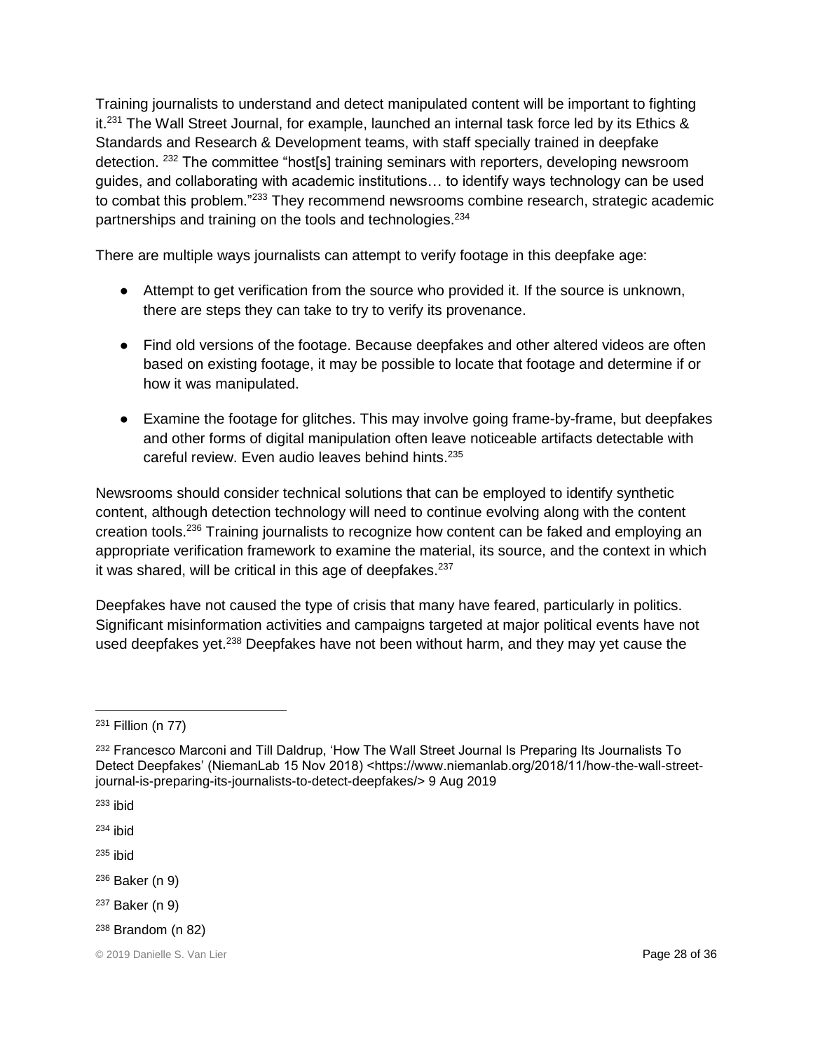Training journalists to understand and detect manipulated content will be important to fighting it.[231] The Wall Street Journal, for example, launched an internal task force led by its Ethics & Standards and Research & Development teams, with staff specially trained in deepfake detection. [232] The committee "host[s] training seminars with reporters, developing newsroom guides, and collaborating with academic institutions… to identify ways technology can be used to combat this problem."[233] They recommend newsrooms combine research, strategic academic partnerships and training on the tools and technologies.[234]

There are multiple ways journalists can attempt to verify footage in this deepfake age:

- Attempt to get verification from the source who provided it. If the source is unknown, there are steps they can take to try to verify its provenance.
- Find old versions of the footage. Because deepfakes and other altered videos are often based on existing footage, it may be possible to locate that footage and determine if or how it was manipulated.
- Examine the footage for glitches. This may involve going frame-by-frame, but deepfakes and other forms of digital manipulation often leave noticeable artifacts detectable with careful review. Even audio leaves behind hints.[235]

Newsrooms should consider technical solutions that can be employed to identify synthetic content, although detection technology will need to continue evolving along with the content creation tools.[236] Training journalists to recognize how content can be faked and employing an appropriate verification framework to examine the material, its source, and the context in which it was shared, will be critical in this age of deepfakes.[237]

Deepfakes have not caused the type of crisis that many have feared, particularly in politics. Significant misinformation activities and campaigns targeted at major political events have not used deepfakes yet.[238] Deepfakes have not been without harm, and they may yet cause the

---

[231] Fillion (n 77)

[232] Francesco Marconi and Till Daldrup, 'How The Wall Street Journal Is Preparing Its Journalists To Detect Deepfakes' (NiemanLab 15 Nov 2018) <https://www.niemanlab.org/2018/11/how-the-wall-street-journal-is-preparing-its-journalists-to-detect-deepfakes/> 9 Aug 2019

[233] ibid

[234] ibid

[235] ibid

[236] Baker (n 9)

[237] Baker (n 9)

[238] Brandom (n 82)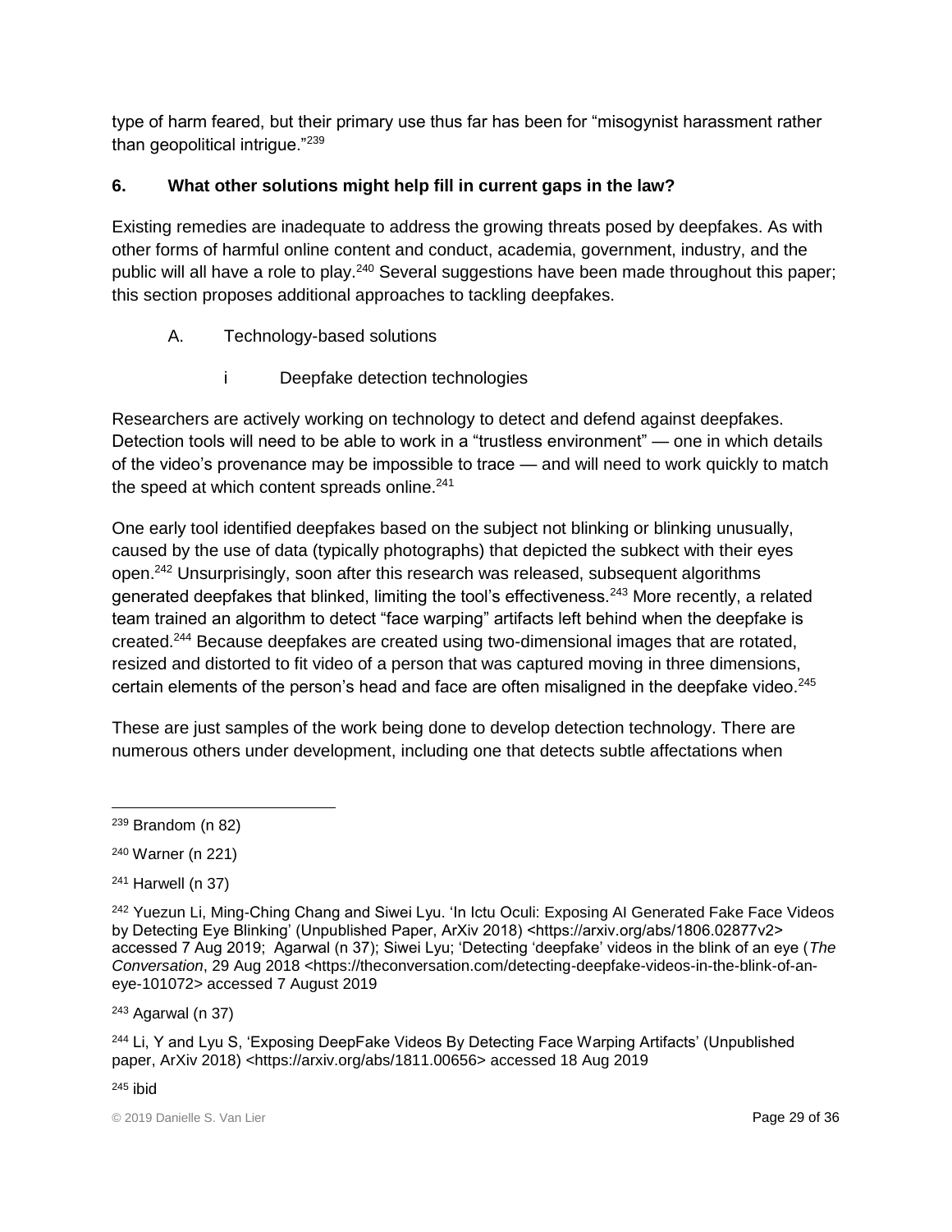type of harm feared, but their primary use thus far has been for "misogynist harassment rather than geopolitical intrigue."[239]

### 6. What other solutions might help fill in current gaps in the law?

Existing remedies are inadequate to address the growing threats posed by deepfakes. As with other forms of harmful online content and conduct, academia, government, industry, and the public will all have a role to play.[240] Several suggestions have been made throughout this paper; this section proposes additional approaches to tackling deepfakes.

A. Technology-based solutions

i Deepfake detection technologies

Researchers are actively working on technology to detect and defend against deepfakes. Detection tools will need to be able to work in a "trustless environment" — one in which details of the video's provenance may be impossible to trace — and will need to work quickly to match the speed at which content spreads online.[241]

One early tool identified deepfakes based on the subject not blinking or blinking unusually, caused by the use of data (typically photographs) that depicted the subkect with their eyes open.[242] Unsurprisingly, soon after this research was released, subsequent algorithms generated deepfakes that blinked, limiting the tool's effectiveness.[243] More recently, a related team trained an algorithm to detect "face warping" artifacts left behind when the deepfake is created.[244] Because deepfakes are created using two-dimensional images that are rotated, resized and distorted to fit video of a person that was captured moving in three dimensions, certain elements of the person's head and face are often misaligned in the deepfake video.[245]

These are just samples of the work being done to develop detection technology. There are numerous others under development, including one that detects subtle affectations when

---

[239] Brandom (n 82)

[240] Warner (n 221)

[241] Harwell (n 37)

[242] Yuezun Li, Ming-Ching Chang and Siwei Lyu. 'In Ictu Oculi: Exposing AI Generated Fake Face Videos by Detecting Eye Blinking' (Unpublished Paper, ArXiv 2018) <https://arxiv.org/abs/1806.02877v2> accessed 7 Aug 2019; Agarwal (n 37); Siwei Lyu; 'Detecting 'deepfake' videos in the blink of an eye (*The Conversation*, 29 Aug 2018 <https://theconversation.com/detecting-deepfake-videos-in-the-blink-of-an-eye-101072> accessed 7 August 2019

[243] Agarwal (n 37)

[244] Li, Y and Lyu S, 'Exposing DeepFake Videos By Detecting Face Warping Artifacts' (Unpublished paper, ArXiv 2018) <https://arxiv.org/abs/1811.00656> accessed 18 Aug 2019

[245] ibid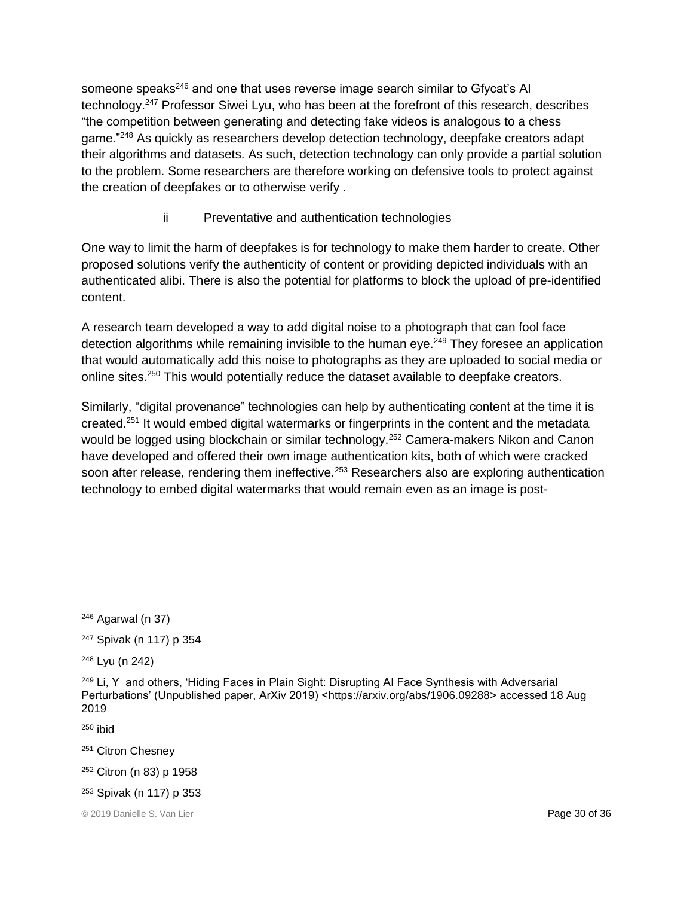someone speaks[246] and one that uses reverse image search similar to Gfycat's AI technology.[247] Professor Siwei Lyu, who has been at the forefront of this research, describes "the competition between generating and detecting fake videos is analogous to a chess game."[248] As quickly as researchers develop detection technology, deepfake creators adapt their algorithms and datasets. As such, detection technology can only provide a partial solution to the problem. Some researchers are therefore working on defensive tools to protect against the creation of deepfakes or to otherwise verify .

#### ii Preventative and authentication technologies

One way to limit the harm of deepfakes is for technology to make them harder to create. Other proposed solutions verify the authenticity of content or providing depicted individuals with an authenticated alibi. There is also the potential for platforms to block the upload of pre-identified content.

A research team developed a way to add digital noise to a photograph that can fool face detection algorithms while remaining invisible to the human eye.[249] They foresee an application that would automatically add this noise to photographs as they are uploaded to social media or online sites.[250] This would potentially reduce the dataset available to deepfake creators.

Similarly, "digital provenance" technologies can help by authenticating content at the time it is created.[251] It would embed digital watermarks or fingerprints in the content and the metadata would be logged using blockchain or similar technology.[252] Camera-makers Nikon and Canon have developed and offered their own image authentication kits, both of which were cracked soon after release, rendering them ineffective.[253] Researchers also are exploring authentication technology to embed digital watermarks that would remain even as an image is post-

---

[246] Agarwal (n 37)

[247] Spivak (n 117) p 354

[248] Lyu (n 242)

[249] Li, Y and others, 'Hiding Faces in Plain Sight: Disrupting AI Face Synthesis with Adversarial Perturbations' (Unpublished paper, ArXiv 2019) <https://arxiv.org/abs/1906.09288> accessed 18 Aug 2019

[250] ibid

[251] Citron Chesney

[252] Citron (n 83) p 1958

[253] Spivak (n 117) p 353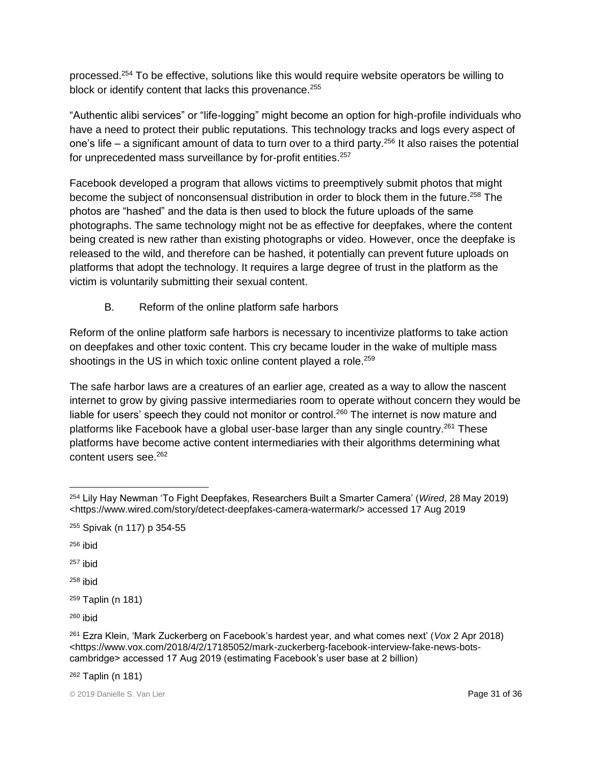processed.[254] To be effective, solutions like this would require website operators be willing to block or identify content that lacks this provenance.[255]

"Authentic alibi services" or "life-logging" might become an option for high-profile individuals who have a need to protect their public reputations. This technology tracks and logs every aspect of one's life – a significant amount of data to turn over to a third party.[256] It also raises the potential for unprecedented mass surveillance by for-profit entities.[257]

Facebook developed a program that allows victims to preemptively submit photos that might become the subject of nonconsensual distribution in order to block them in the future.[258] The photos are "hashed" and the data is then used to block the future uploads of the same photographs. The same technology might not be as effective for deepfakes, where the content being created is new rather than existing photographs or video. However, once the deepfake is released to the wild, and therefore can be hashed, it potentially can prevent future uploads on platforms that adopt the technology. It requires a large degree of trust in the platform as the victim is voluntarily submitting their sexual content.

### B. Reform of the online platform safe harbors

Reform of the online platform safe harbors is necessary to incentivize platforms to take action on deepfakes and other toxic content. This cry became louder in the wake of multiple mass shootings in the US in which toxic online content played a role.[259]

The safe harbor laws are a creatures of an earlier age, created as a way to allow the nascent internet to grow by giving passive intermediaries room to operate without concern they would be liable for users' speech they could not monitor or control.[260] The internet is now mature and platforms like Facebook have a global user-base larger than any single country.[261] These platforms have become active content intermediaries with their algorithms determining what content users see.[262]

---

[254] Lily Hay Newman 'To Fight Deepfakes, Researchers Built a Smarter Camera' (*Wired*, 28 May 2019) <https://www.wired.com/story/detect-deepfakes-camera-watermark/> accessed 17 Aug 2019

[255] Spivak (n 117) p 354-55

[256] ibid

[257] ibid

[258] ibid

[259] Taplin (n 181)

[260] ibid

[261] Ezra Klein, 'Mark Zuckerberg on Facebook's hardest year, and what comes next' (*Vox* 2 Apr 2018) <https://www.vox.com/2018/4/2/17185052/mark-zuckerberg-facebook-interview-fake-news-bots-cambridge> accessed 17 Aug 2019 (estimating Facebook's user base at 2 billion)

[262] Taplin (n 181)

© 2019 Danielle S. Van Lier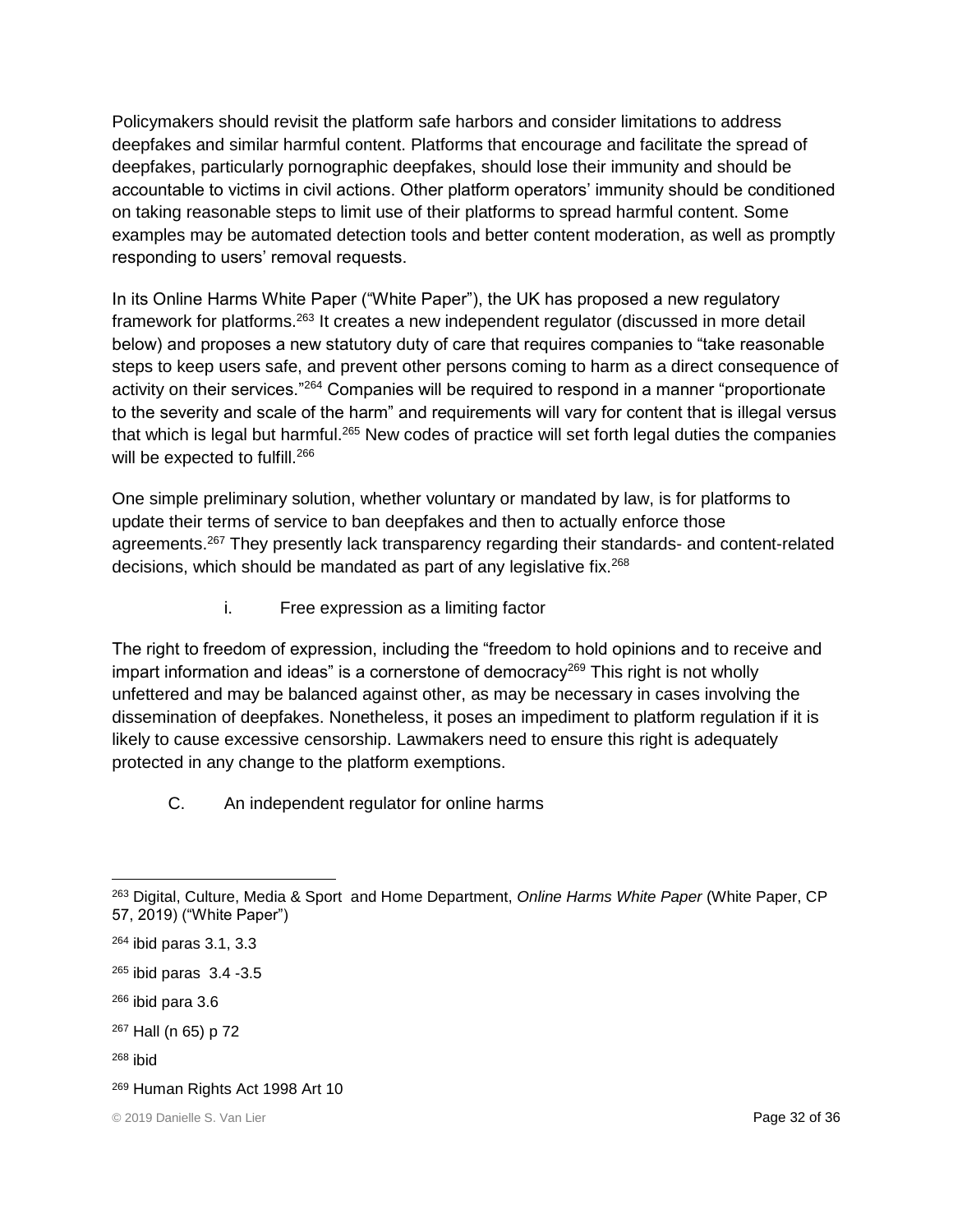Policymakers should revisit the platform safe harbors and consider limitations to address deepfakes and similar harmful content. Platforms that encourage and facilitate the spread of deepfakes, particularly pornographic deepfakes, should lose their immunity and should be accountable to victims in civil actions. Other platform operators' immunity should be conditioned on taking reasonable steps to limit use of their platforms to spread harmful content. Some examples may be automated detection tools and better content moderation, as well as promptly responding to users' removal requests.

In its Online Harms White Paper ("White Paper"), the UK has proposed a new regulatory framework for platforms.[263] It creates a new independent regulator (discussed in more detail below) and proposes a new statutory duty of care that requires companies to "take reasonable steps to keep users safe, and prevent other persons coming to harm as a direct consequence of activity on their services."[264] Companies will be required to respond in a manner "proportionate to the severity and scale of the harm" and requirements will vary for content that is illegal versus that which is legal but harmful.[265] New codes of practice will set forth legal duties the companies will be expected to fulfill.[266]

One simple preliminary solution, whether voluntary or mandated by law, is for platforms to update their terms of service to ban deepfakes and then to actually enforce those agreements.[267] They presently lack transparency regarding their standards- and content-related decisions, which should be mandated as part of any legislative fix.[268]

#### i. Free expression as a limiting factor

The right to freedom of expression, including the "freedom to hold opinions and to receive and impart information and ideas" is a cornerstone of democracy[269] This right is not wholly unfettered and may be balanced against other, as may be necessary in cases involving the dissemination of deepfakes. Nonetheless, it poses an impediment to platform regulation if it is likely to cause excessive censorship. Lawmakers need to ensure this right is adequately protected in any change to the platform exemptions.

### C. An independent regulator for online harms

---

[263] Digital, Culture, Media & Sport and Home Department, *Online Harms White Paper* (White Paper, CP 57, 2019) ("White Paper")

[264] ibid paras 3.1, 3.3

[265] ibid paras 3.4 -3.5

[266] ibid para 3.6

[267] Hall (n 65) p 72

[268] ibid

[269] Human Rights Act 1998 Art 10

© 2019 Danielle S. Van Lier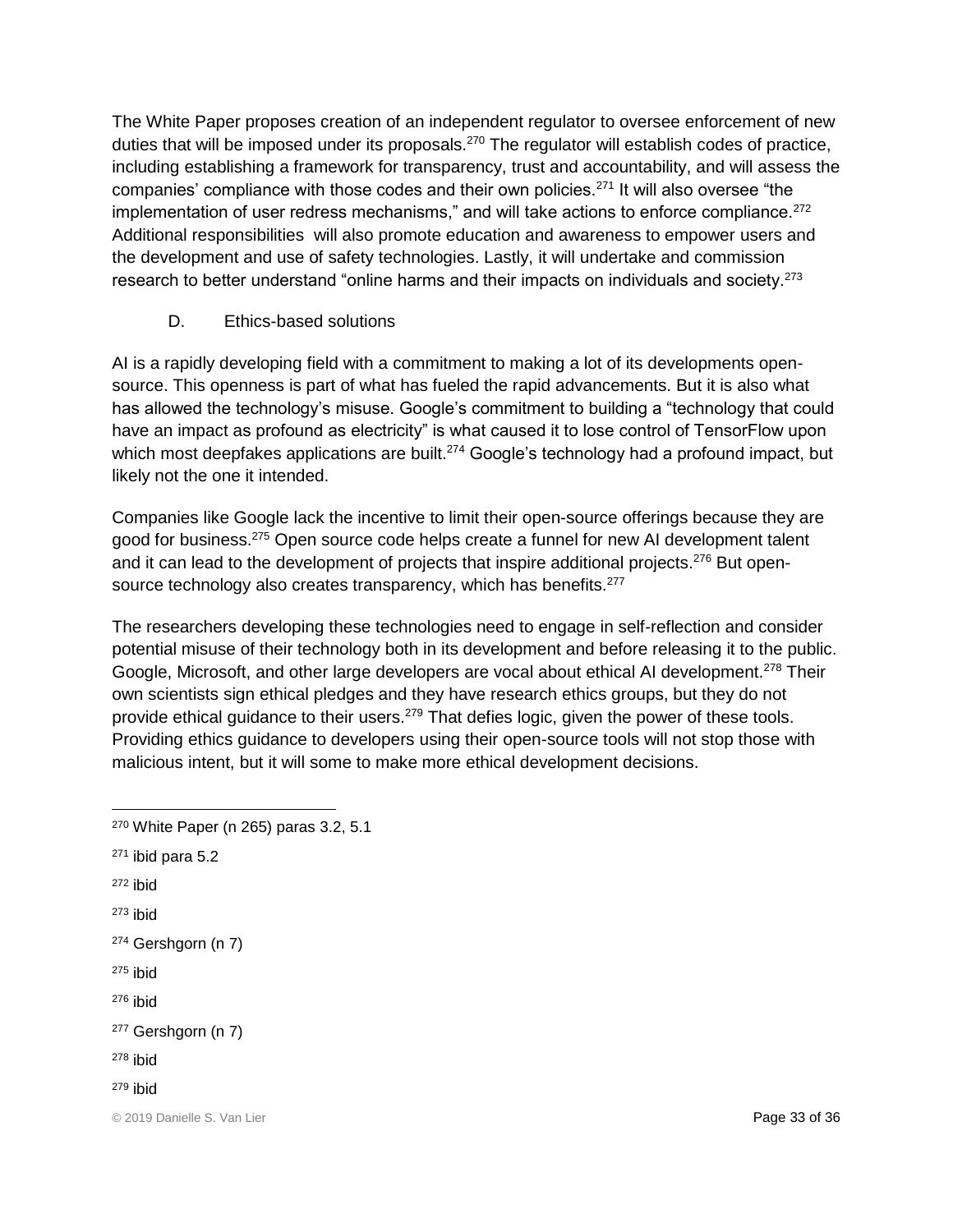The White Paper proposes creation of an independent regulator to oversee enforcement of new duties that will be imposed under its proposals.[270] The regulator will establish codes of practice, including establishing a framework for transparency, trust and accountability, and will assess the companies' compliance with those codes and their own policies.[271] It will also oversee "the implementation of user redress mechanisms," and will take actions to enforce compliance.[272] Additional responsibilities will also promote education and awareness to empower users and the development and use of safety technologies. Lastly, it will undertake and commission research to better understand "online harms and their impacts on individuals and society.[273]

### D. Ethics-based solutions

AI is a rapidly developing field with a commitment to making a lot of its developments open-source. This openness is part of what has fueled the rapid advancements. But it is also what has allowed the technology's misuse. Google's commitment to building a "technology that could have an impact as profound as electricity" is what caused it to lose control of TensorFlow upon which most deepfakes applications are built.[274] Google's technology had a profound impact, but likely not the one it intended.

Companies like Google lack the incentive to limit their open-source offerings because they are good for business.[275] Open source code helps create a funnel for new AI development talent and it can lead to the development of projects that inspire additional projects.[276] But open-source technology also creates transparency, which has benefits.[277]

The researchers developing these technologies need to engage in self-reflection and consider potential misuse of their technology both in its development and before releasing it to the public. Google, Microsoft, and other large developers are vocal about ethical AI development.[278] Their own scientists sign ethical pledges and they have research ethics groups, but they do not provide ethical guidance to their users.[279] That defies logic, given the power of these tools. Providing ethics guidance to developers using their open-source tools will not stop those with malicious intent, but it will some to make more ethical development decisions.

---

[270] White Paper (n 265) paras 3.2, 5.1

[271] ibid para 5.2

[272] ibid

[273] ibid

[274] Gershgorn (n 7)

[275] ibid

[276] ibid

[277] Gershgorn (n 7)

[278] ibid

[279] ibid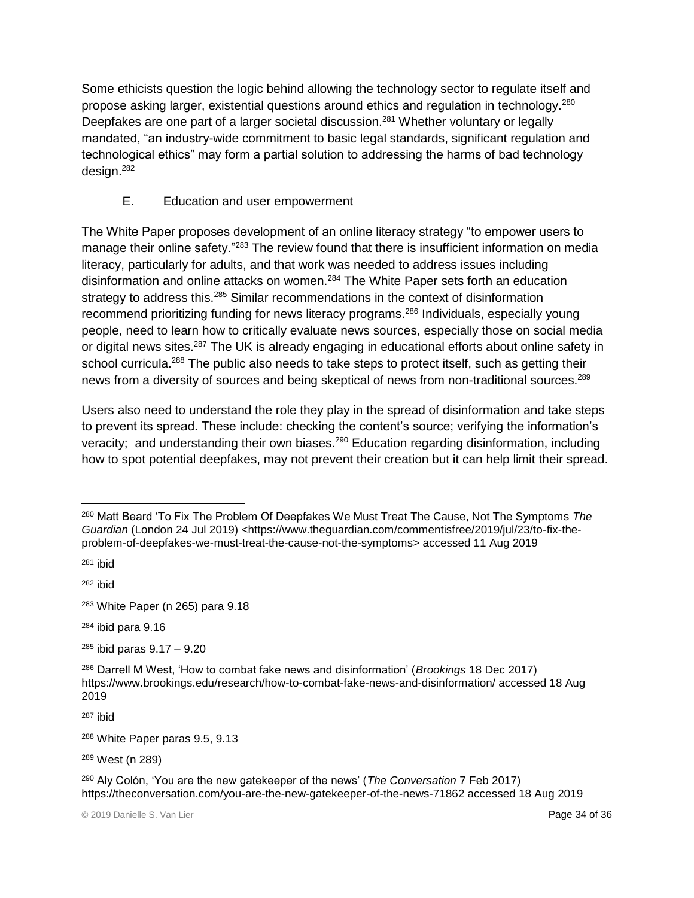Some ethicists question the logic behind allowing the technology sector to regulate itself and propose asking larger, existential questions around ethics and regulation in technology.[280] Deepfakes are one part of a larger societal discussion.[281] Whether voluntary or legally mandated, "an industry-wide commitment to basic legal standards, significant regulation and technological ethics" may form a partial solution to addressing the harms of bad technology design.[282]

### E. Education and user empowerment

The White Paper proposes development of an online literacy strategy "to empower users to manage their online safety."[283] The review found that there is insufficient information on media literacy, particularly for adults, and that work was needed to address issues including disinformation and online attacks on women.[284] The White Paper sets forth an education strategy to address this.[285] Similar recommendations in the context of disinformation recommend prioritizing funding for news literacy programs.[286] Individuals, especially young people, need to learn how to critically evaluate news sources, especially those on social media or digital news sites.[287] The UK is already engaging in educational efforts about online safety in school curricula.[288] The public also needs to take steps to protect itself, such as getting their news from a diversity of sources and being skeptical of news from non-traditional sources.[289]

Users also need to understand the role they play in the spread of disinformation and take steps to prevent its spread. These include: checking the content's source; verifying the information's veracity; and understanding their own biases.[290] Education regarding disinformation, including how to spot potential deepfakes, may not prevent their creation but it can help limit their spread.

---

[280] Matt Beard 'To Fix The Problem Of Deepfakes We Must Treat The Cause, Not The Symptoms *The Guardian* (London 24 Jul 2019) <https://www.theguardian.com/commentisfree/2019/jul/23/to-fix-the-problem-of-deepfakes-we-must-treat-the-cause-not-the-symptoms> accessed 11 Aug 2019

[281] ibid

[282] ibid

[283] White Paper (n 265) para 9.18

[284] ibid para 9.16

[285] ibid paras 9.17 – 9.20

[286] Darrell M West, 'How to combat fake news and disinformation' (*Brookings* 18 Dec 2017) https://www.brookings.edu/research/how-to-combat-fake-news-and-disinformation/ accessed 18 Aug 2019

[287] ibid

[288] White Paper paras 9.5, 9.13

[289] West (n 289)

[290] Aly Colón, 'You are the new gatekeeper of the news' (*The Conversation* 7 Feb 2017) https://theconversation.com/you-are-the-new-gatekeeper-of-the-news-71862 accessed 18 Aug 2019

© 2019 Danielle S. Van Lier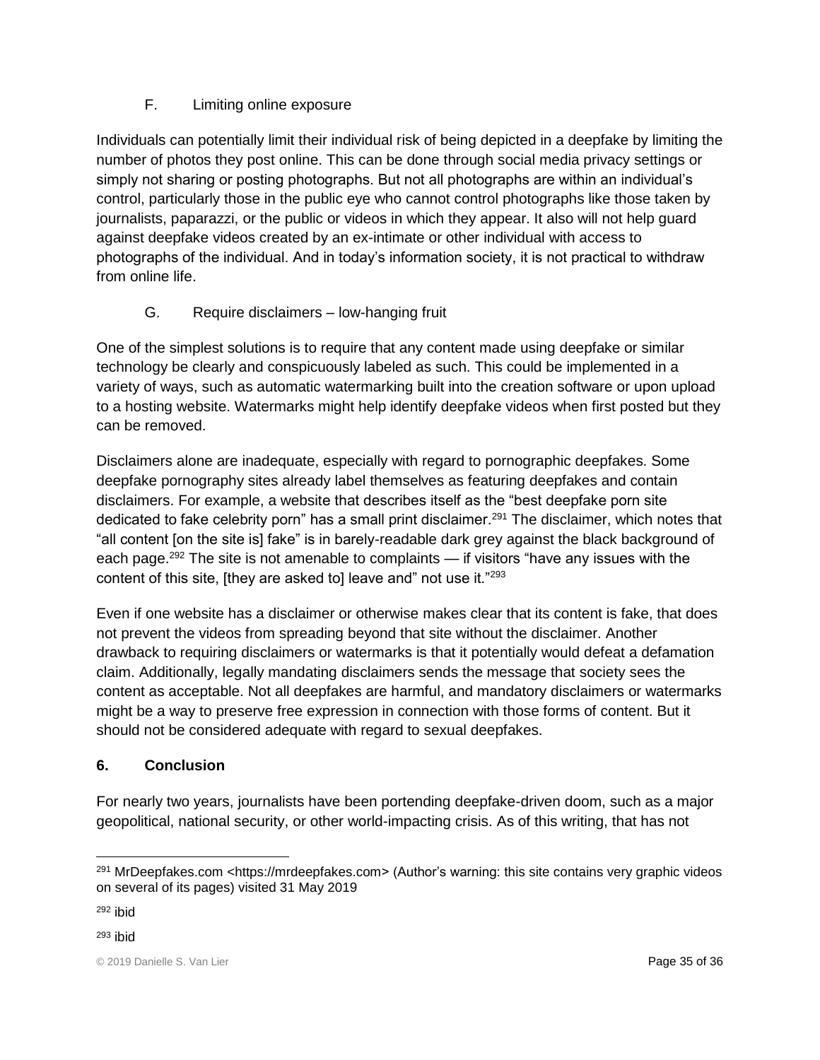### F. Limiting online exposure

Individuals can potentially limit their individual risk of being depicted in a deepfake by limiting the number of photos they post online. This can be done through social media privacy settings or simply not sharing or posting photographs. But not all photographs are within an individual's control, particularly those in the public eye who cannot control photographs like those taken by journalists, paparazzi, or the public or videos in which they appear. It also will not help guard against deepfake videos created by an ex-intimate or other individual with access to photographs of the individual. And in today's information society, it is not practical to withdraw from online life.

### G. Require disclaimers – low-hanging fruit

One of the simplest solutions is to require that any content made using deepfake or similar technology be clearly and conspicuously labeled as such. This could be implemented in a variety of ways, such as automatic watermarking built into the creation software or upon upload to a hosting website. Watermarks might help identify deepfake videos when first posted but they can be removed.

Disclaimers alone are inadequate, especially with regard to pornographic deepfakes. Some deepfake pornography sites already label themselves as featuring deepfakes and contain disclaimers. For example, a website that describes itself as the "best deepfake porn site dedicated to fake celebrity porn" has a small print disclaimer.[291] The disclaimer, which notes that "all content [on the site is] fake" is in barely-readable dark grey against the black background of each page.[292] The site is not amenable to complaints — if visitors "have any issues with the content of this site, [they are asked to] leave and" not use it."[293]

Even if one website has a disclaimer or otherwise makes clear that its content is fake, that does not prevent the videos from spreading beyond that site without the disclaimer. Another drawback to requiring disclaimers or watermarks is that it potentially would defeat a defamation claim. Additionally, legally mandating disclaimers sends the message that society sees the content as acceptable. Not all deepfakes are harmful, and mandatory disclaimers or watermarks might be a way to preserve free expression in connection with those forms of content. But it should not be considered adequate with regard to sexual deepfakes.

## 6. Conclusion

For nearly two years, journalists have been portending deepfake-driven doom, such as a major geopolitical, national security, or other world-impacting crisis. As of this writing, that has not

---

[291] MrDeepfakes.com <https://mrdeepfakes.com> (Author's warning: this site contains very graphic videos on several of its pages) visited 31 May 2019

[292] ibid

[293] ibid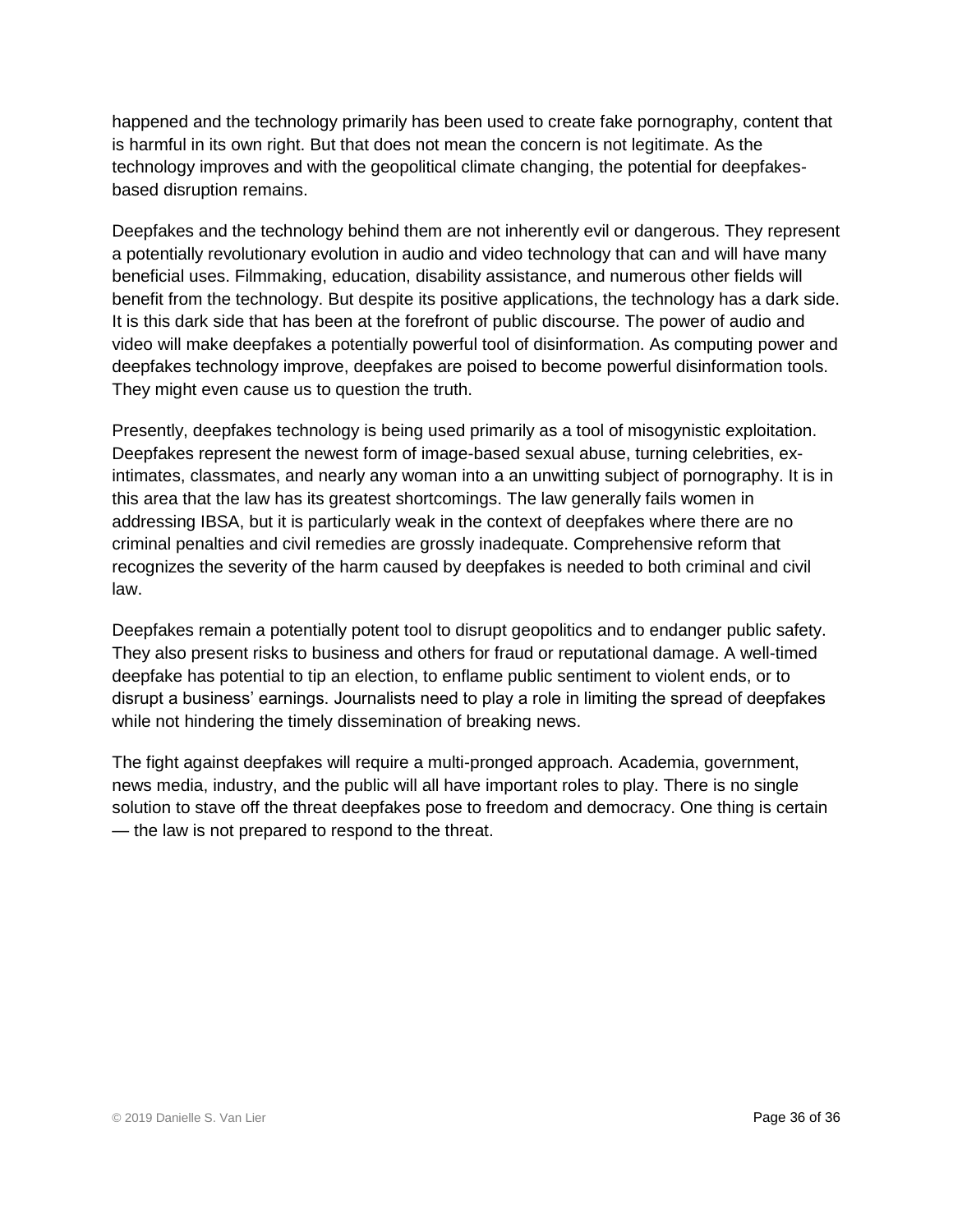happened and the technology primarily has been used to create fake pornography, content that is harmful in its own right. But that does not mean the concern is not legitimate. As the technology improves and with the geopolitical climate changing, the potential for deepfakes-based disruption remains.

Deepfakes and the technology behind them are not inherently evil or dangerous. They represent a potentially revolutionary evolution in audio and video technology that can and will have many beneficial uses. Filmmaking, education, disability assistance, and numerous other fields will benefit from the technology. But despite its positive applications, the technology has a dark side. It is this dark side that has been at the forefront of public discourse. The power of audio and video will make deepfakes a potentially powerful tool of disinformation. As computing power and deepfakes technology improve, deepfakes are poised to become powerful disinformation tools. They might even cause us to question the truth.

Presently, deepfakes technology is being used primarily as a tool of misogynistic exploitation. Deepfakes represent the newest form of image-based sexual abuse, turning celebrities, ex-intimates, classmates, and nearly any woman into a an unwitting subject of pornography. It is in this area that the law has its greatest shortcomings. The law generally fails women in addressing IBSA, but it is particularly weak in the context of deepfakes where there are no criminal penalties and civil remedies are grossly inadequate. Comprehensive reform that recognizes the severity of the harm caused by deepfakes is needed to both criminal and civil law.

Deepfakes remain a potentially potent tool to disrupt geopolitics and to endanger public safety. They also present risks to business and others for fraud or reputational damage. A well-timed deepfake has potential to tip an election, to enflame public sentiment to violent ends, or to disrupt a business' earnings. Journalists need to play a role in limiting the spread of deepfakes while not hindering the timely dissemination of breaking news.

The fight against deepfakes will require a multi-pronged approach. Academia, government, news media, industry, and the public will all have important roles to play. There is no single solution to stave off the threat deepfakes pose to freedom and democracy. One thing is certain — the law is not prepared to respond to the threat.